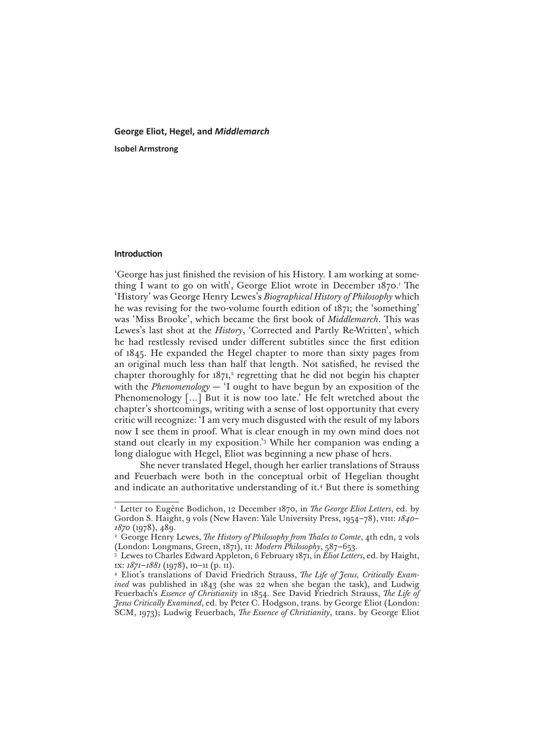# George Eliot, Hegel, and *Middlemarch*

**Isobel Armstrong**

## Introduction

'George has just finished the revision of his History. I am working at something I want to go on with', George Eliot wrote in December 1870.[1] The 'History' was George Henry Lewes's *Biographical History of Philosophy* which he was revising for the two-volume fourth edition of 1871; the 'something' was 'Miss Brooke', which became the first book of *Middlemarch*. This was Lewes's last shot at the *History*, 'Corrected and Partly Re-Written', which he had restlessly revised under different subtitles since the first edition of 1845. He expanded the Hegel chapter to more than sixty pages from an original much less than half that length. Not satisfied, he revised the chapter thoroughly for 1871,[2] regretting that he did not begin his chapter with the *Phenomenology* — 'I ought to have begun by an exposition of the Phenomenology [...] But it is now too late.' He felt wretched about the chapter's shortcomings, writing with a sense of lost opportunity that every critic will recognize: 'I am very much disgusted with the result of my labors now I see them in proof. What is clear enough in my own mind does not stand out clearly in my exposition.'[3] While her companion was ending a long dialogue with Hegel, Eliot was beginning a new phase of hers.

She never translated Hegel, though her earlier translations of Strauss and Feuerbach were both in the conceptual orbit of Hegelian thought and indicate an authoritative understanding of it.[4] But there is something

---

[1] Letter to Eugène Bodichon, 12 December 1870, in *The George Eliot Letters*, ed. by Gordon S. Haight, 9 vols (New Haven: Yale University Press, 1954–78), VIII: *1840–1870* (1978), 489.

[2] George Henry Lewes, *The History of Philosophy from Thales to Comte*, 4th edn, 2 vols (London: Longmans, Green, 1871), II: *Modern Philosophy*, 587–653.

[3] Lewes to Charles Edward Appleton, 6 February 1871, in *Eliot Letters*, ed. by Haight, IX: *1871–1881* (1978), 10–11 (p. 11).

[4] Eliot's translations of David Friedrich Strauss, *The Life of Jesus, Critically Examined* was published in 1843 (she was 22 when she began the task), and Ludwig Feuerbach's *Essence of Christianity* in 1854. See David Friedrich Strauss, *The Life of Jesus Critically Examined*, ed. by Peter C. Hodgson, trans. by George Eliot (London: SCM, 1973); Ludwig Feuerbach, *The Essence of Christianity*, trans. by George Eliot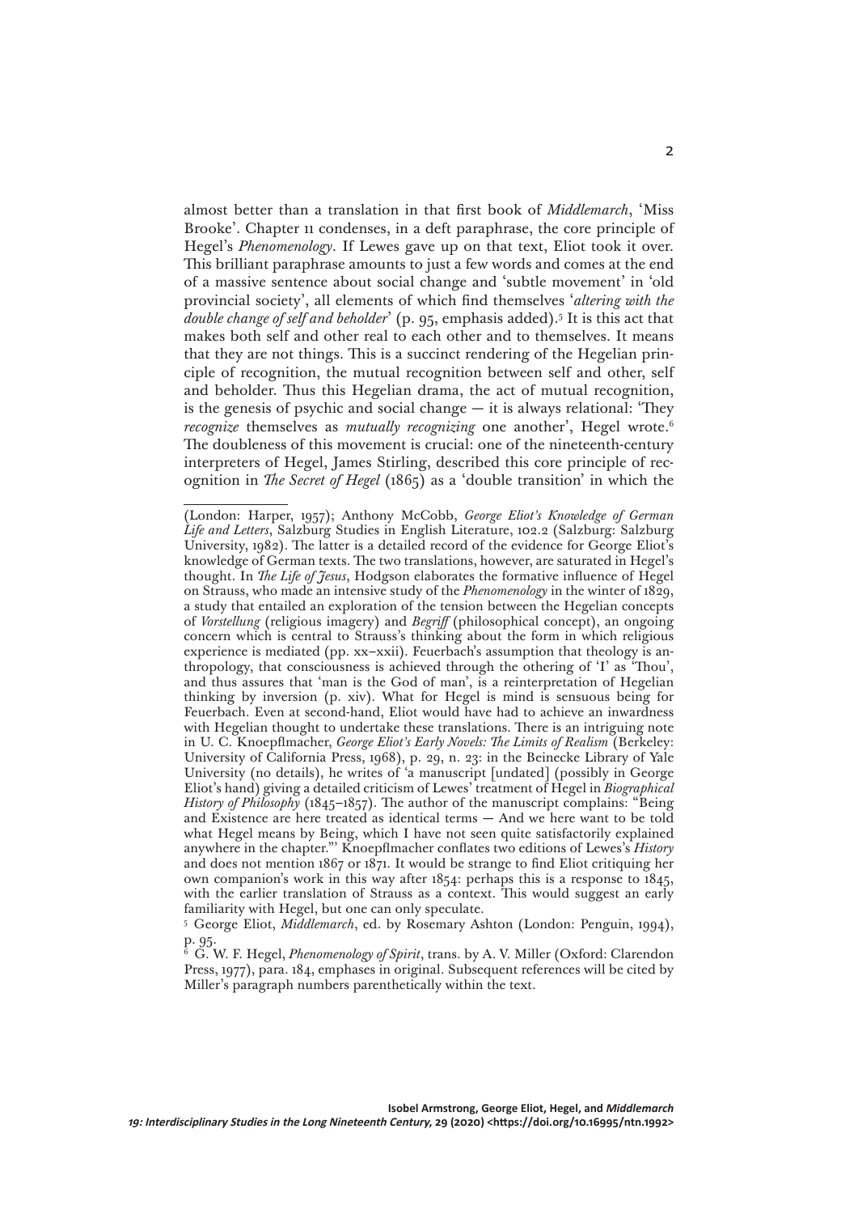almost better than a translation in that first book of *Middlemarch*, 'Miss Brooke'. Chapter 11 condenses, in a deft paraphrase, the core principle of Hegel's *Phenomenology*. If Lewes gave up on that text, Eliot took it over. This brilliant paraphrase amounts to just a few words and comes at the end of a massive sentence about social change and 'subtle movement' in 'old provincial society', all elements of which find themselves '*altering with the double change of self and beholder*' (p. 95, emphasis added).[5] It is this act that makes both self and other real to each other and to themselves. It means that they are not things. This is a succinct rendering of the Hegelian principle of recognition, the mutual recognition between self and other, self and beholder. Thus this Hegelian drama, the act of mutual recognition, is the genesis of psychic and social change — it is always relational: 'They *recognize* themselves as *mutually recognizing* one another', Hegel wrote.[6] The doubleness of this movement is crucial: one of the nineteenth-century interpreters of Hegel, James Stirling, described this core principle of recognition in *The Secret of Hegel* (1865) as a 'double transition' in which the

---

(London: Harper, 1957); Anthony McCobb, *George Eliot's Knowledge of German Life and Letters*, Salzburg Studies in English Literature, 102.2 (Salzburg: Salzburg University, 1982). The latter is a detailed record of the evidence for George Eliot's knowledge of German texts. The two translations, however, are saturated in Hegel's thought. In *The Life of Jesus*, Hodgson elaborates the formative influence of Hegel on Strauss, who made an intensive study of the *Phenomenology* in the winter of 1829, a study that entailed an exploration of the tension between the Hegelian concepts of *Vorstellung* (religious imagery) and *Begriff* (philosophical concept), an ongoing concern which is central to Strauss's thinking about the form in which religious experience is mediated (pp. xx–xxii). Feuerbach's assumption that theology is anthropology, that consciousness is achieved through the othering of 'I' as 'Thou', and thus assures that 'man is the God of man', is a reinterpretation of Hegelian thinking by inversion (p. xiv). What for Hegel is mind is sensuous being for Feuerbach. Even at second-hand, Eliot would have had to achieve an inwardness with Hegelian thought to undertake these translations. There is an intriguing note in U. C. Knoepflmacher, *George Eliot's Early Novels: The Limits of Realism* (Berkeley: University of California Press, 1968), p. 29, n. 23: in the Beinecke Library of Yale University (no details), he writes of 'a manuscript [undated] (possibly in George Eliot's hand) giving a detailed criticism of Lewes' treatment of Hegel in *Biographical History of Philosophy* (1845–1857). The author of the manuscript complains: "Being and Existence are here treated as identical terms — And we here want to be told what Hegel means by Being, which I have not seen quite satisfactorily explained anywhere in the chapter."' Knoepflmacher conflates two editions of Lewes's *History* and does not mention 1867 or 1871. It would be strange to find Eliot critiquing her own companion's work in this way after 1854: perhaps this is a response to 1845, with the earlier translation of Strauss as a context. This would suggest an early familiarity with Hegel, but one can only speculate.

[5] George Eliot, *Middlemarch*, ed. by Rosemary Ashton (London: Penguin, 1994), p. 95.

[6] G. W. F. Hegel, *Phenomenology of Spirit*, trans. by A. V. Miller (Oxford: Clarendon Press, 1977), para. 184, emphases in original. Subsequent references will be cited by Miller's paragraph numbers parenthetically within the text.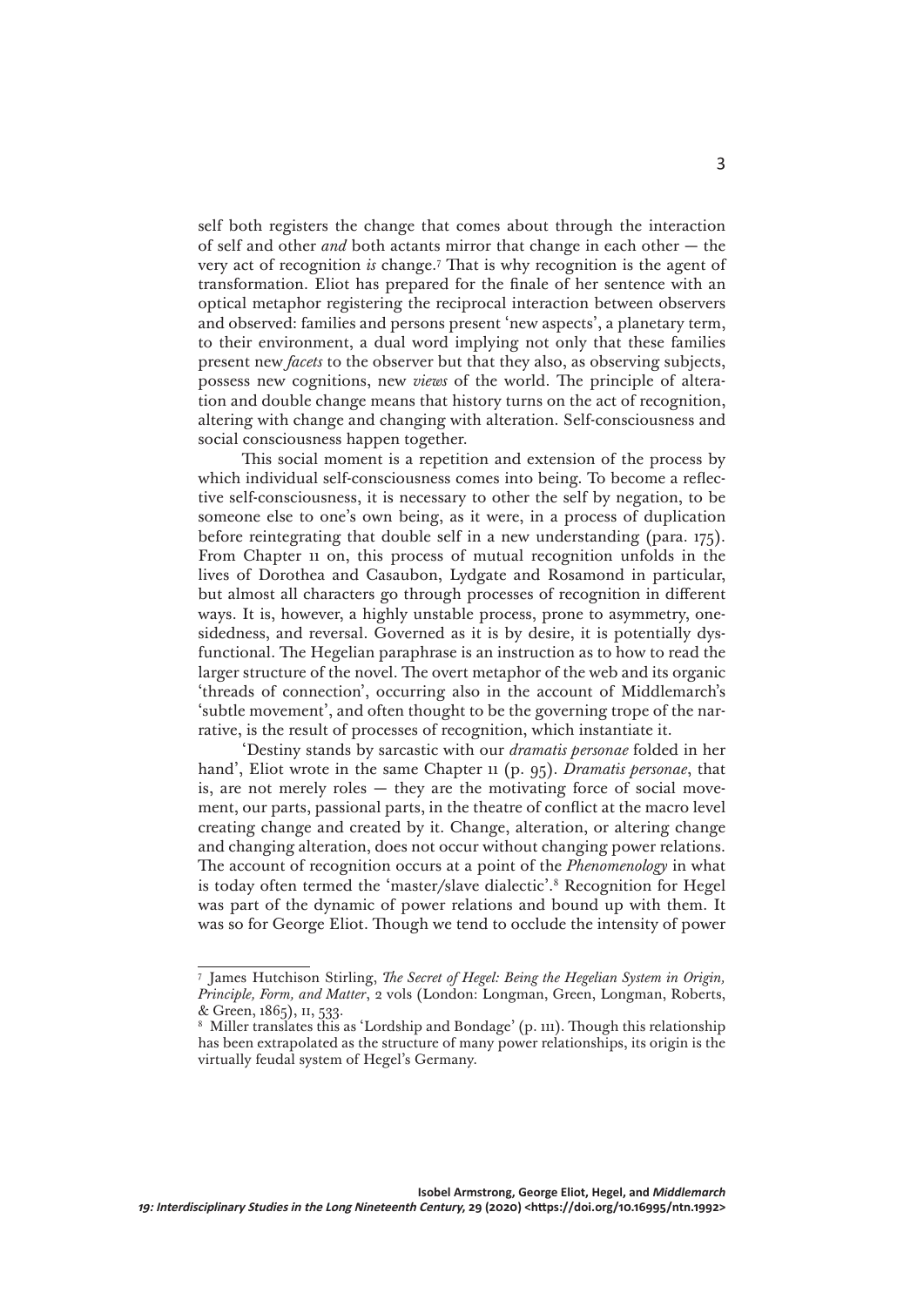self both registers the change that comes about through the interaction of self and other *and* both actants mirror that change in each other — the very act of recognition *is* change.[7] That is why recognition is the agent of transformation. Eliot has prepared for the finale of her sentence with an optical metaphor registering the reciprocal interaction between observers and observed: families and persons present 'new aspects', a planetary term, to their environment, a dual word implying not only that these families present new *facets* to the observer but that they also, as observing subjects, possess new cognitions, new *views* of the world. The principle of alteration and double change means that history turns on the act of recognition, altering with change and changing with alteration. Self-consciousness and social consciousness happen together.

This social moment is a repetition and extension of the process by which individual self-consciousness comes into being. To become a reflective self-consciousness, it is necessary to other the self by negation, to be someone else to one's own being, as it were, in a process of duplication before reintegrating that double self in a new understanding (para. 175). From Chapter 11 on, this process of mutual recognition unfolds in the lives of Dorothea and Casaubon, Lydgate and Rosamond in particular, but almost all characters go through processes of recognition in different ways. It is, however, a highly unstable process, prone to asymmetry, one-sidedness, and reversal. Governed as it is by desire, it is potentially dysfunctional. The Hegelian paraphrase is an instruction as to how to read the larger structure of the novel. The overt metaphor of the web and its organic 'threads of connection', occurring also in the account of Middlemarch's 'subtle movement', and often thought to be the governing trope of the narrative, is the result of processes of recognition, which instantiate it.

'Destiny stands by sarcastic with our *dramatis personae* folded in her hand', Eliot wrote in the same Chapter 11 (p. 95). *Dramatis personae*, that is, are not merely roles — they are the motivating force of social movement, our parts, passional parts, in the theatre of conflict at the macro level creating change and created by it. Change, alteration, or altering change and changing alteration, does not occur without changing power relations. The account of recognition occurs at a point of the *Phenomenology* in what is today often termed the 'master/slave dialectic'.[8] Recognition for Hegel was part of the dynamic of power relations and bound up with them. It was so for George Eliot. Though we tend to occlude the intensity of power

---

[7] James Hutchison Stirling, *The Secret of Hegel: Being the Hegelian System in Origin, Principle, Form, and Matter*, 2 vols (London: Longman, Green, Longman, Roberts, & Green, 1865), II, 533.

[8] Miller translates this as 'Lordship and Bondage' (p. 111). Though this relationship has been extrapolated as the structure of many power relationships, its origin is the virtually feudal system of Hegel's Germany.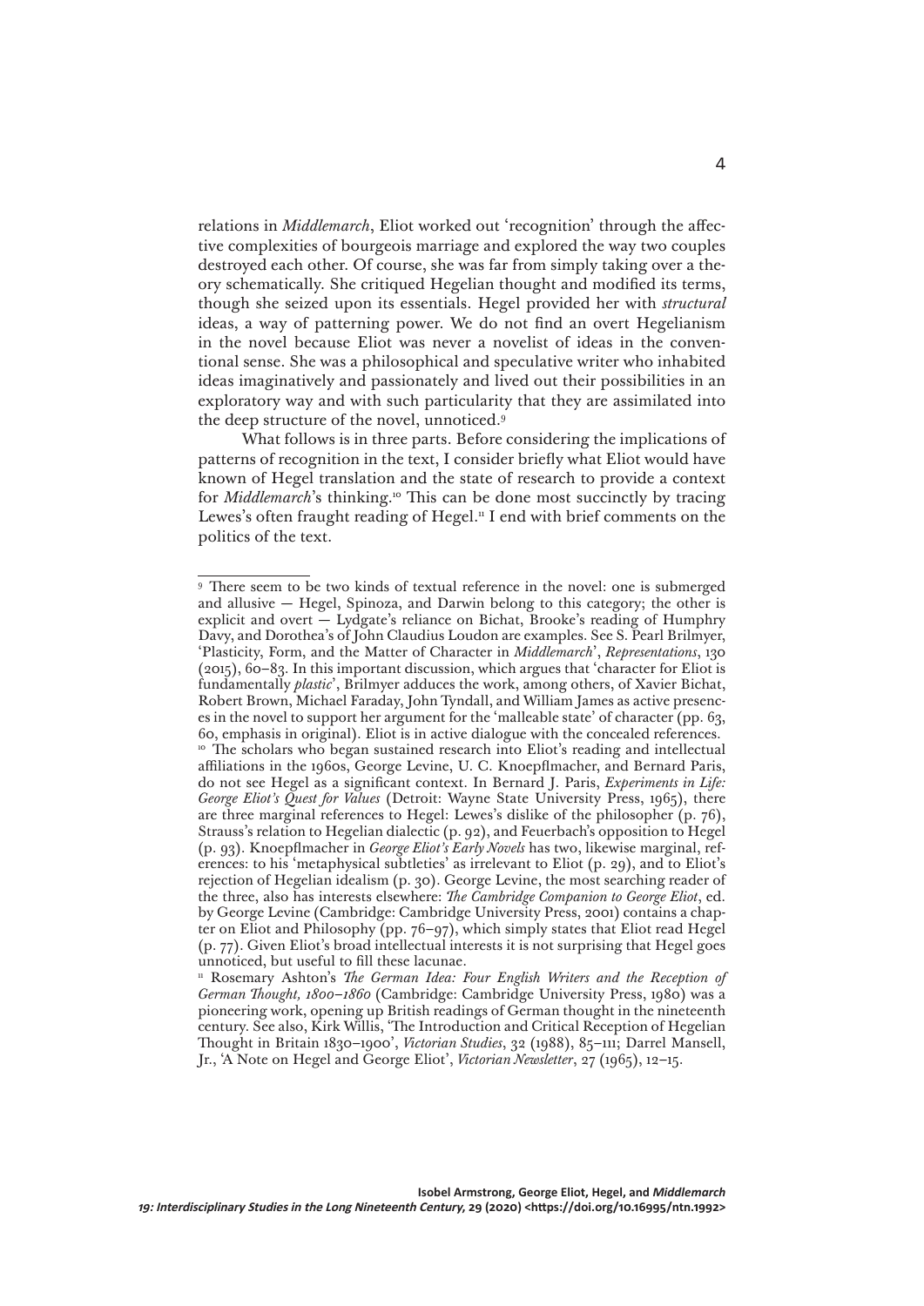relations in *Middlemarch*, Eliot worked out 'recognition' through the affective complexities of bourgeois marriage and explored the way two couples destroyed each other. Of course, she was far from simply taking over a theory schematically. She critiqued Hegelian thought and modified its terms, though she seized upon its essentials. Hegel provided her with *structural* ideas, a way of patterning power. We do not find an overt Hegelianism in the novel because Eliot was never a novelist of ideas in the conventional sense. She was a philosophical and speculative writer who inhabited ideas imaginatively and passionately and lived out their possibilities in an exploratory way and with such particularity that they are assimilated into the deep structure of the novel, unnoticed.[9]

What follows is in three parts. Before considering the implications of patterns of recognition in the text, I consider briefly what Eliot would have known of Hegel translation and the state of research to provide a context for *Middlemarch*'s thinking.[10] This can be done most succinctly by tracing Lewes's often fraught reading of Hegel.[11] I end with brief comments on the politics of the text.

---

[9] There seem to be two kinds of textual reference in the novel: one is submerged and allusive — Hegel, Spinoza, and Darwin belong to this category; the other is explicit and overt — Lydgate's reliance on Bichat, Brooke's reading of Humphry Davy, and Dorothea's of John Claudius Loudon are examples. See S. Pearl Brilmyer, 'Plasticity, Form, and the Matter of Character in *Middlemarch*', *Representations*, 130 (2015), 60–83. In this important discussion, which argues that 'character for Eliot is fundamentally *plastic*', Brilmyer adduces the work, among others, of Xavier Bichat, Robert Brown, Michael Faraday, John Tyndall, and William James as active presences in the novel to support her argument for the 'malleable state' of character (pp. 63, 60, emphasis in original). Eliot is in active dialogue with the concealed references.

[10] The scholars who began sustained research into Eliot's reading and intellectual affiliations in the 1960s, George Levine, U. C. Knoepflmacher, and Bernard Paris, do not see Hegel as a significant context. In Bernard J. Paris, *Experiments in Life: George Eliot's Quest for Values* (Detroit: Wayne State University Press, 1965), there are three marginal references to Hegel: Lewes's dislike of the philosopher (p. 76), Strauss's relation to Hegelian dialectic (p. 92), and Feuerbach's opposition to Hegel (p. 93). Knoepflmacher in *George Eliot's Early Novels* has two, likewise marginal, references: to his 'metaphysical subtleties' as irrelevant to Eliot (p. 29), and to Eliot's rejection of Hegelian idealism (p. 30). George Levine, the most searching reader of the three, also has interests elsewhere: *The Cambridge Companion to George Eliot*, ed. by George Levine (Cambridge: Cambridge University Press, 2001) contains a chapter on Eliot and Philosophy (pp. 76–97), which simply states that Eliot read Hegel (p. 77). Given Eliot's broad intellectual interests it is not surprising that Hegel goes unnoticed, but useful to fill these lacunae.

[11] Rosemary Ashton's *The German Idea: Four English Writers and the Reception of German Thought, 1800–1860* (Cambridge: Cambridge University Press, 1980) was a pioneering work, opening up British readings of German thought in the nineteenth century. See also, Kirk Willis, 'The Introduction and Critical Reception of Hegelian Thought in Britain 1830–1900', *Victorian Studies*, 32 (1988), 85–111; Darrel Mansell, Jr., 'A Note on Hegel and George Eliot', *Victorian Newsletter*, 27 (1965), 12–15.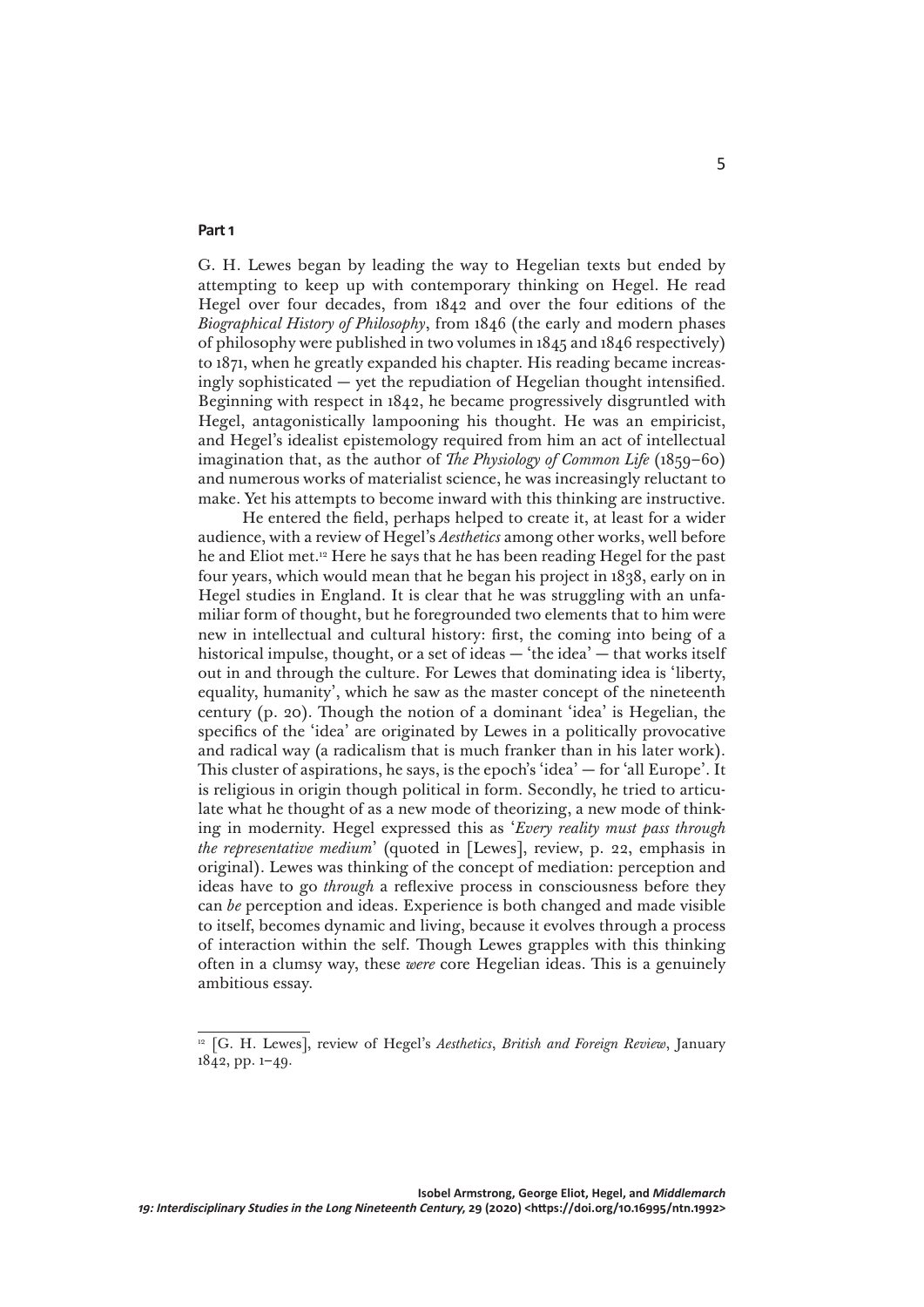## Part 1

G. H. Lewes began by leading the way to Hegelian texts but ended by attempting to keep up with contemporary thinking on Hegel. He read Hegel over four decades, from 1842 and over the four editions of the *Biographical History of Philosophy*, from 1846 (the early and modern phases of philosophy were published in two volumes in 1845 and 1846 respectively) to 1871, when he greatly expanded his chapter. His reading became increasingly sophisticated — yet the repudiation of Hegelian thought intensified. Beginning with respect in 1842, he became progressively disgruntled with Hegel, antagonistically lampooning his thought. He was an empiricist, and Hegel's idealist epistemology required from him an act of intellectual imagination that, as the author of *The Physiology of Common Life* (1859–60) and numerous works of materialist science, he was increasingly reluctant to make. Yet his attempts to become inward with this thinking are instructive.

He entered the field, perhaps helped to create it, at least for a wider audience, with a review of Hegel's *Aesthetics* among other works, well before he and Eliot met.[12] Here he says that he has been reading Hegel for the past four years, which would mean that he began his project in 1838, early on in Hegel studies in England. It is clear that he was struggling with an unfamiliar form of thought, but he foregrounded two elements that to him were new in intellectual and cultural history: first, the coming into being of a historical impulse, thought, or a set of ideas — 'the idea' — that works itself out in and through the culture. For Lewes that dominating idea is 'liberty, equality, humanity', which he saw as the master concept of the nineteenth century (p. 20). Though the notion of a dominant 'idea' is Hegelian, the specifics of the 'idea' are originated by Lewes in a politically provocative and radical way (a radicalism that is much franker than in his later work). This cluster of aspirations, he says, is the epoch's 'idea' — for 'all Europe'. It is religious in origin though political in form. Secondly, he tried to articulate what he thought of as a new mode of theorizing, a new mode of thinking in modernity. Hegel expressed this as '*Every reality must pass through the representative medium*' (quoted in [Lewes], review, p. 22, emphasis in original). Lewes was thinking of the concept of mediation: perception and ideas have to go *through* a reflexive process in consciousness before they can *be* perception and ideas. Experience is both changed and made visible to itself, becomes dynamic and living, because it evolves through a process of interaction within the self. Though Lewes grapples with this thinking often in a clumsy way, these *were* core Hegelian ideas. This is a genuinely ambitious essay.

[12] [G. H. Lewes], review of Hegel's *Aesthetics*, *British and Foreign Review*, January 1842, pp. 1–49.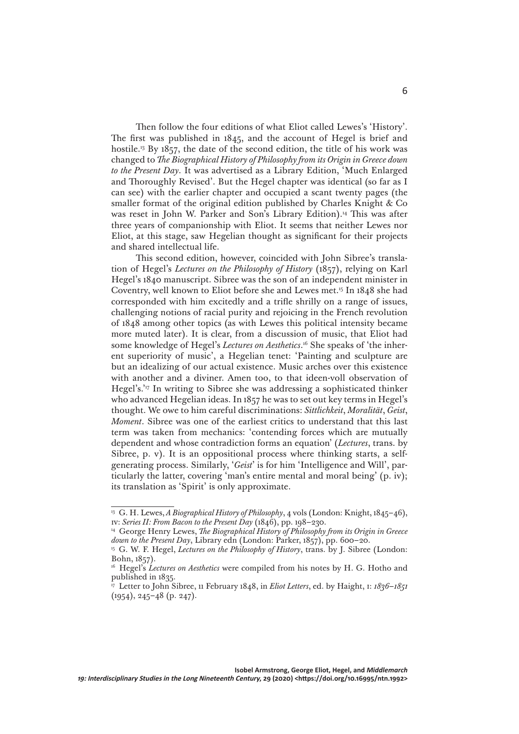Then follow the four editions of what Eliot called Lewes's 'History'. The first was published in 1845, and the account of Hegel is brief and hostile.[13] By 1857, the date of the second edition, the title of his work was changed to *The Biographical History of Philosophy from its Origin in Greece down to the Present Day*. It was advertised as a Library Edition, 'Much Enlarged and Thoroughly Revised'. But the Hegel chapter was identical (so far as I can see) with the earlier chapter and occupied a scant twenty pages (the smaller format of the original edition published by Charles Knight & Co was reset in John W. Parker and Son's Library Edition).[14] This was after three years of companionship with Eliot. It seems that neither Lewes nor Eliot, at this stage, saw Hegelian thought as significant for their projects and shared intellectual life.

This second edition, however, coincided with John Sibree's translation of Hegel's *Lectures on the Philosophy of History* (1857), relying on Karl Hegel's 1840 manuscript. Sibree was the son of an independent minister in Coventry, well known to Eliot before she and Lewes met.[15] In 1848 she had corresponded with him excitedly and a trifle shrilly on a range of issues, challenging notions of racial purity and rejoicing in the French revolution of 1848 among other topics (as with Lewes this political intensity became more muted later). It is clear, from a discussion of music, that Eliot had some knowledge of Hegel's *Lectures on Aesthetics*.[16] She speaks of 'the inherent superiority of music', a Hegelian tenet: 'Painting and sculpture are but an idealizing of our actual existence. Music arches over this existence with another and a diviner. Amen too, to that ideen-voll observation of Hegel's.'[17] In writing to Sibree she was addressing a sophisticated thinker who advanced Hegelian ideas. In 1857 he was to set out key terms in Hegel's thought. We owe to him careful discriminations: *Sittlichkeit*, *Moralität*, *Geist*, *Moment*. Sibree was one of the earliest critics to understand that this last term was taken from mechanics: 'contending forces which are mutually dependent and whose contradiction forms an equation' (*Lectures*, trans. by Sibree, p. v). It is an oppositional process where thinking starts, a self-generating process. Similarly, '*Geist*' is for him 'Intelligence and Will', particularly the latter, covering 'man's entire mental and moral being' (p. iv); its translation as 'Spirit' is only approximate.

---

[13] G. H. Lewes, *A Biographical History of Philosophy*, 4 vols (London: Knight, 1845–46), IV: *Series II: From Bacon to the Present Day* (1846), pp. 198–230.

[14] George Henry Lewes, *The Biographical History of Philosophy from its Origin in Greece down to the Present Day*, Library edn (London: Parker, 1857), pp. 600–20.

[15] G. W. F. Hegel, *Lectures on the Philosophy of History*, trans. by J. Sibree (London: Bohn, 1857).

[16] Hegel's *Lectures on Aesthetics* were compiled from his notes by H. G. Hotho and published in 1835.

[17] Letter to John Sibree, 11 February 1848, in *Eliot Letters*, ed. by Haight, I: *1836–1851* (1954), 245–48 (p. 247).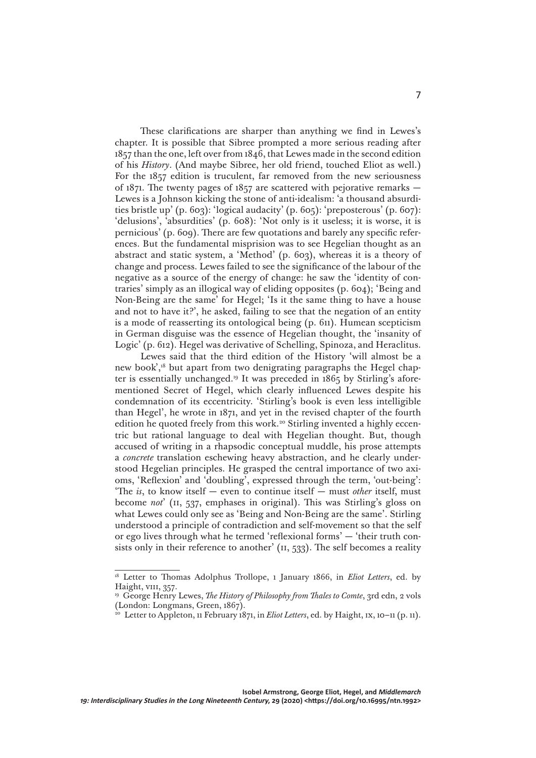These clarifications are sharper than anything we find in Lewes's chapter. It is possible that Sibree prompted a more serious reading after 1857 than the one, left over from 1846, that Lewes made in the second edition of his *History*. (And maybe Sibree, her old friend, touched Eliot as well.) For the 1857 edition is truculent, far removed from the new seriousness of 1871. The twenty pages of 1857 are scattered with pejorative remarks — Lewes is a Johnson kicking the stone of anti-idealism: 'a thousand absurdities bristle up' (p. 603): 'logical audacity' (p. 605): 'preposterous' (p. 607): 'delusions', 'absurdities' (p. 608): 'Not only is it useless; it is worse, it is pernicious' (p. 609). There are few quotations and barely any specific references. But the fundamental misprision was to see Hegelian thought as an abstract and static system, a 'Method' (p. 603), whereas it is a theory of change and process. Lewes failed to see the significance of the labour of the negative as a source of the energy of change: he saw the 'identity of contraries' simply as an illogical way of eliding opposites (p. 604); 'Being and Non-Being are the same' for Hegel; 'Is it the same thing to have a house and not to have it?', he asked, failing to see that the negation of an entity is a mode of reasserting its ontological being (p. 611). Humean scepticism in German disguise was the essence of Hegelian thought, the 'insanity of Logic' (p. 612). Hegel was derivative of Schelling, Spinoza, and Heraclitus.

Lewes said that the third edition of the History 'will almost be a new book',[18] but apart from two denigrating paragraphs the Hegel chapter is essentially unchanged.[19] It was preceded in 1865 by Stirling's aforementioned Secret of Hegel, which clearly influenced Lewes despite his condemnation of its eccentricity. 'Stirling's book is even less intelligible than Hegel', he wrote in 1871, and yet in the revised chapter of the fourth edition he quoted freely from this work.[20] Stirling invented a highly eccentric but rational language to deal with Hegelian thought. But, though accused of writing in a rhapsodic conceptual muddle, his prose attempts a *concrete* translation eschewing heavy abstraction, and he clearly understood Hegelian principles. He grasped the central importance of two axioms, 'Reflexion' and 'doubling', expressed through the term, 'out-being': 'The *is*, to know itself — even to continue itself — must *other* itself, must become *not*' (II, 537, emphases in original). This was Stirling's gloss on what Lewes could only see as 'Being and Non-Being are the same'. Stirling understood a principle of contradiction and self-movement so that the self or ego lives through what he termed 'reflexional forms' — 'their truth consists only in their reference to another' (II, 533). The self becomes a reality

---

[18] Letter to Thomas Adolphus Trollope, 1 January 1866, in *Eliot Letters*, ed. by Haight, VIII, 357.

[19] George Henry Lewes, *The History of Philosophy from Thales to Comte*, 3rd edn, 2 vols (London: Longmans, Green, 1867).

[20] Letter to Appleton, 11 February 1871, in *Eliot Letters*, ed. by Haight, IX, 10–11 (p. 11).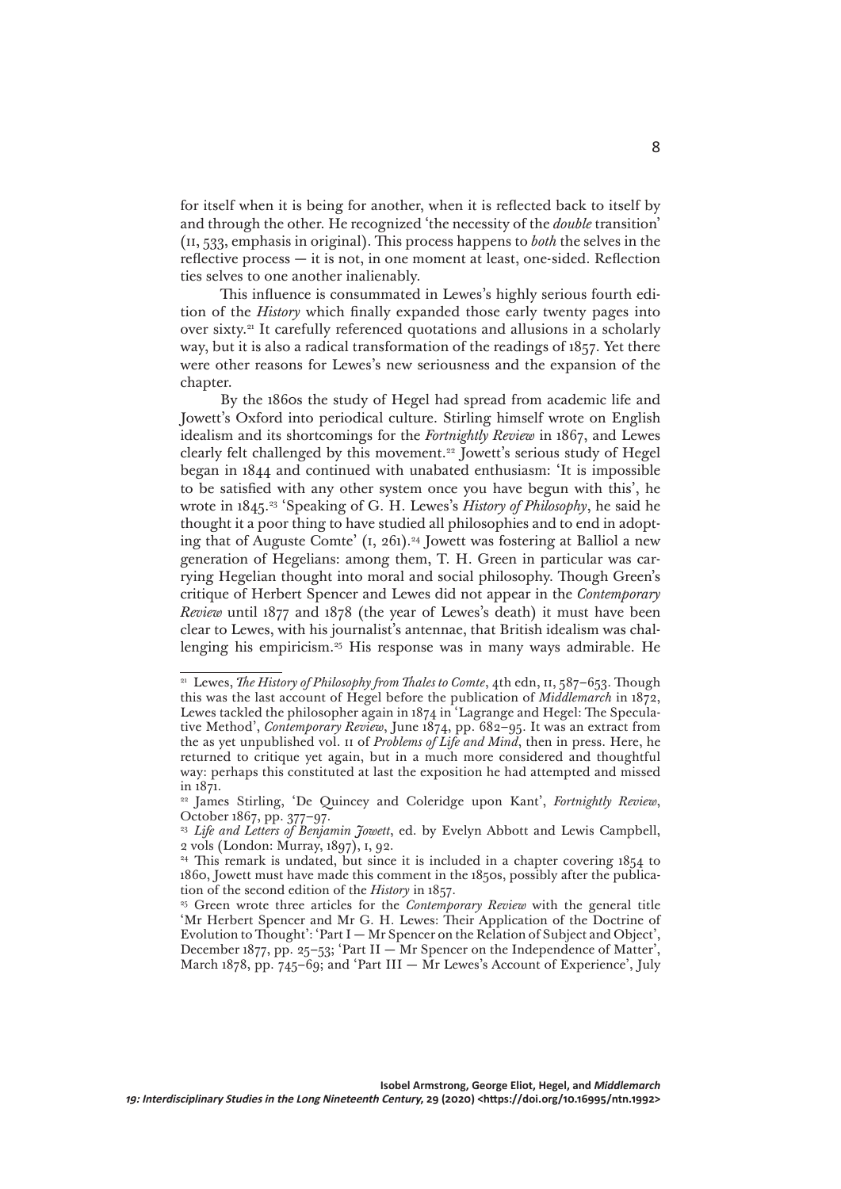for itself when it is being for another, when it is reflected back to itself by and through the other. He recognized 'the necessity of the *double* transition' (II, 533, emphasis in original). This process happens to *both* the selves in the reflective process — it is not, in one moment at least, one-sided. Reflection ties selves to one another inalienably.

This influence is consummated in Lewes's highly serious fourth edition of the *History* which finally expanded those early twenty pages into over sixty.[21] It carefully referenced quotations and allusions in a scholarly way, but it is also a radical transformation of the readings of 1857. Yet there were other reasons for Lewes's new seriousness and the expansion of the chapter.

By the 1860s the study of Hegel had spread from academic life and Jowett's Oxford into periodical culture. Stirling himself wrote on English idealism and its shortcomings for the *Fortnightly Review* in 1867, and Lewes clearly felt challenged by this movement.[22] Jowett's serious study of Hegel began in 1844 and continued with unabated enthusiasm: 'It is impossible to be satisfied with any other system once you have begun with this', he wrote in 1845.[23] 'Speaking of G. H. Lewes's *History of Philosophy*, he said he thought it a poor thing to have studied all philosophies and to end in adopting that of Auguste Comte' (I, 261).[24] Jowett was fostering at Balliol a new generation of Hegelians: among them, T. H. Green in particular was carrying Hegelian thought into moral and social philosophy. Though Green's critique of Herbert Spencer and Lewes did not appear in the *Contemporary Review* until 1877 and 1878 (the year of Lewes's death) it must have been clear to Lewes, with his journalist's antennae, that British idealism was challenging his empiricism.[25] His response was in many ways admirable. He

---

[21] Lewes, *The History of Philosophy from Thales to Comte*, 4th edn, II, 587–653. Though this was the last account of Hegel before the publication of *Middlemarch* in 1872, Lewes tackled the philosopher again in 1874 in 'Lagrange and Hegel: The Speculative Method', *Contemporary Review*, June 1874, pp. 682–95. It was an extract from the as yet unpublished vol. II of *Problems of Life and Mind*, then in press. Here, he returned to critique yet again, but in a much more considered and thoughtful way: perhaps this constituted at last the exposition he had attempted and missed in 1871.

[22] James Stirling, 'De Quincey and Coleridge upon Kant', *Fortnightly Review*, October 1867, pp. 377–97.

[23] *Life and Letters of Benjamin Jowett*, ed. by Evelyn Abbott and Lewis Campbell, 2 vols (London: Murray, 1897), I, 92.

[24] This remark is undated, but since it is included in a chapter covering 1854 to 1860, Jowett must have made this comment in the 1850s, possibly after the publication of the second edition of the *History* in 1857.

[25] Green wrote three articles for the *Contemporary Review* with the general title 'Mr Herbert Spencer and Mr G. H. Lewes: Their Application of the Doctrine of Evolution to Thought': 'Part I — Mr Spencer on the Relation of Subject and Object', December 1877, pp. 25–53; 'Part II — Mr Spencer on the Independence of Matter', March 1878, pp. 745–69; and 'Part III — Mr Lewes's Account of Experience', July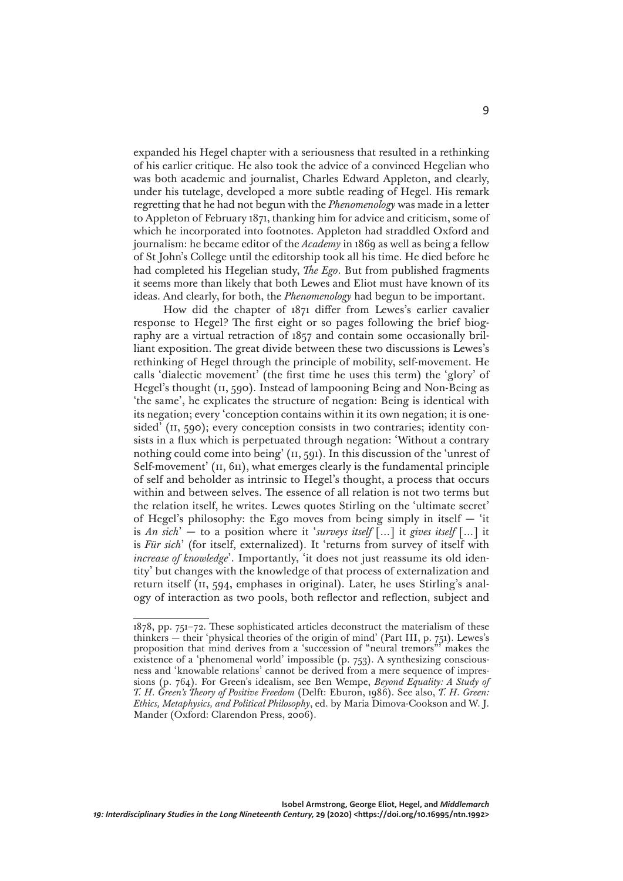expanded his Hegel chapter with a seriousness that resulted in a rethinking of his earlier critique. He also took the advice of a convinced Hegelian who was both academic and journalist, Charles Edward Appleton, and clearly, under his tutelage, developed a more subtle reading of Hegel. His remark regretting that he had not begun with the *Phenomenology* was made in a letter to Appleton of February 1871, thanking him for advice and criticism, some of which he incorporated into footnotes. Appleton had straddled Oxford and journalism: he became editor of the *Academy* in 1869 as well as being a fellow of St John's College until the editorship took all his time. He died before he had completed his Hegelian study, *The Ego*. But from published fragments it seems more than likely that both Lewes and Eliot must have known of its ideas. And clearly, for both, the *Phenomenology* had begun to be important.

How did the chapter of 1871 differ from Lewes's earlier cavalier response to Hegel? The first eight or so pages following the brief biography are a virtual retraction of 1857 and contain some occasionally brilliant exposition. The great divide between these two discussions is Lewes's rethinking of Hegel through the principle of mobility, self-movement. He calls 'dialectic movement' (the first time he uses this term) the 'glory' of Hegel's thought (II, 590). Instead of lampooning Being and Non-Being as 'the same', he explicates the structure of negation: Being is identical with its negation; every 'conception contains within it its own negation; it is one-sided' (II, 590); every conception consists in two contraries; identity consists in a flux which is perpetuated through negation: 'Without a contrary nothing could come into being' (II, 591). In this discussion of the 'unrest of Self-movement' (II, 611), what emerges clearly is the fundamental principle of self and beholder as intrinsic to Hegel's thought, a process that occurs within and between selves. The essence of all relation is not two terms but the relation itself, he writes. Lewes quotes Stirling on the 'ultimate secret' of Hegel's philosophy: the Ego moves from being simply in itself — 'it is *An sich*' — to a position where it '*surveys itself* [...] it *gives itself* [...] it is *Für sich*' (for itself, externalized). It 'returns from survey of itself with *increase of knowledge*'. Importantly, 'it does not just reassume its old identity' but changes with the knowledge of that process of externalization and return itself (II, 594, emphases in original). Later, he uses Stirling's analogy of interaction as two pools, both reflector and reflection, subject and

---

1878, pp. 751–72. These sophisticated articles deconstruct the materialism of these thinkers — their 'physical theories of the origin of mind' (Part III, p. 751). Lewes's proposition that mind derives from a 'succession of "neural tremors"' makes the existence of a 'phenomenal world' impossible (p. 753). A synthesizing consciousness and 'knowable relations' cannot be derived from a mere sequence of impressions (p. 764). For Green's idealism, see Ben Wempe, *Beyond Equality: A Study of T. H. Green's Theory of Positive Freedom* (Delft: Eburon, 1986). See also, *T. H. Green: Ethics, Metaphysics, and Political Philosophy*, ed. by Maria Dimova-Cookson and W. J. Mander (Oxford: Clarendon Press, 2006).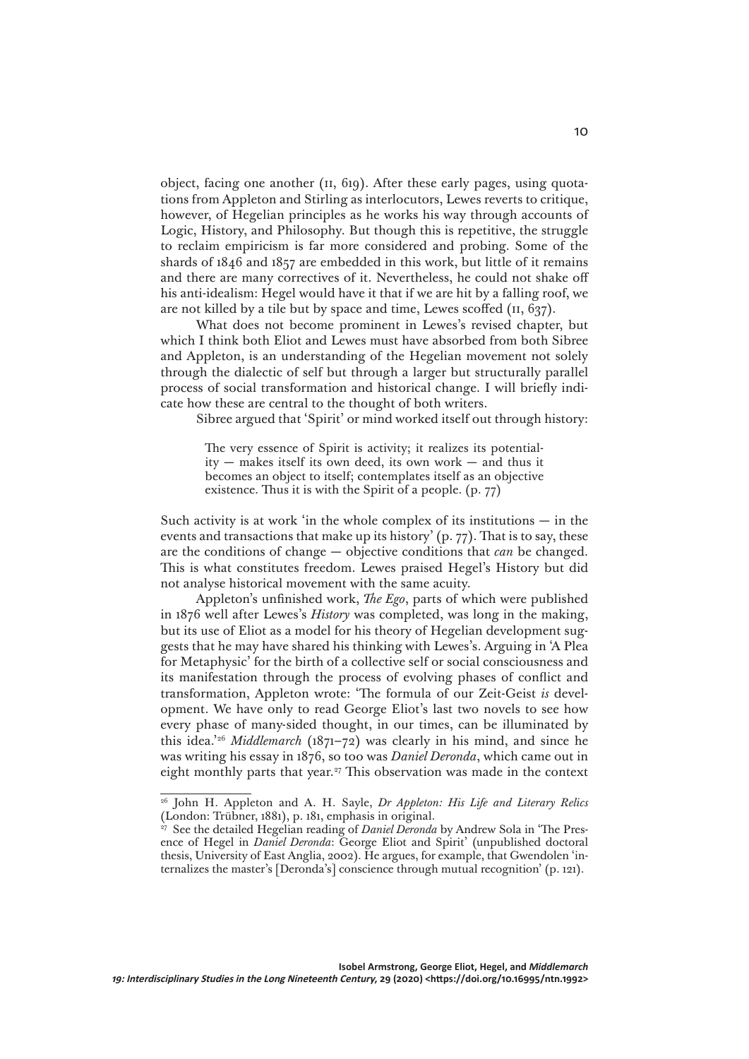object, facing one another (II, 619). After these early pages, using quotations from Appleton and Stirling as interlocutors, Lewes reverts to critique, however, of Hegelian principles as he works his way through accounts of Logic, History, and Philosophy. But though this is repetitive, the struggle to reclaim empiricism is far more considered and probing. Some of the shards of 1846 and 1857 are embedded in this work, but little of it remains and there are many correctives of it. Nevertheless, he could not shake off his anti-idealism: Hegel would have it that if we are hit by a falling roof, we are not killed by a tile but by space and time, Lewes scoffed (II, 637).

What does not become prominent in Lewes's revised chapter, but which I think both Eliot and Lewes must have absorbed from both Sibree and Appleton, is an understanding of the Hegelian movement not solely through the dialectic of self but through a larger but structurally parallel process of social transformation and historical change. I will briefly indicate how these are central to the thought of both writers.

Sibree argued that 'Spirit' or mind worked itself out through history:

> The very essence of Spirit is activity; it realizes its potentiality — makes itself its own deed, its own work — and thus it becomes an object to itself; contemplates itself as an objective existence. Thus it is with the Spirit of a people. (p. 77)

Such activity is at work 'in the whole complex of its institutions — in the events and transactions that make up its history' (p. 77). That is to say, these are the conditions of change — objective conditions that *can* be changed. This is what constitutes freedom. Lewes praised Hegel's History but did not analyse historical movement with the same acuity.

Appleton's unfinished work, *The Ego*, parts of which were published in 1876 well after Lewes's *History* was completed, was long in the making, but its use of Eliot as a model for his theory of Hegelian development suggests that he may have shared his thinking with Lewes's. Arguing in 'A Plea for Metaphysic' for the birth of a collective self or social consciousness and its manifestation through the process of evolving phases of conflict and transformation, Appleton wrote: 'The formula of our Zeit-Geist *is* development. We have only to read George Eliot's last two novels to see how every phase of many-sided thought, in our times, can be illuminated by this idea.'[26] *Middlemarch* (1871–72) was clearly in his mind, and since he was writing his essay in 1876, so too was *Daniel Deronda*, which came out in eight monthly parts that year.[27] This observation was made in the context

---

[26] John H. Appleton and A. H. Sayle, *Dr Appleton: His Life and Literary Relics* (London: Trübner, 1881), p. 181, emphasis in original.

[27] See the detailed Hegelian reading of *Daniel Deronda* by Andrew Sola in 'The Presence of Hegel in *Daniel Deronda*: George Eliot and Spirit' (unpublished doctoral thesis, University of East Anglia, 2002). He argues, for example, that Gwendolen 'internalizes the master's [Deronda's] conscience through mutual recognition' (p. 121).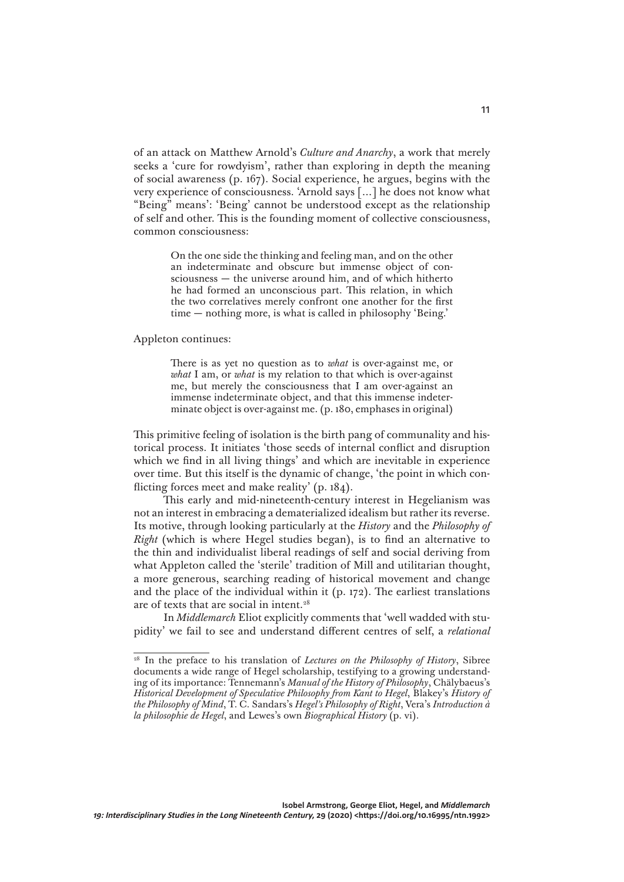of an attack on Matthew Arnold's *Culture and Anarchy*, a work that merely seeks a 'cure for rowdyism', rather than exploring in depth the meaning of social awareness (p. 167). Social experience, he argues, begins with the very experience of consciousness. 'Arnold says [...] he does not know what "Being" means': 'Being' cannot be understood except as the relationship of self and other. This is the founding moment of collective consciousness, common consciousness:

> On the one side the thinking and feeling man, and on the other an indeterminate and obscure but immense object of consciousness — the universe around him, and of which hitherto he had formed an unconscious part. This relation, in which the two correlatives merely confront one another for the first time — nothing more, is what is called in philosophy 'Being.'

Appleton continues:

> There is as yet no question as to *what* is over-against me, or *what* I am, or *what* is my relation to that which is over-against me, but merely the consciousness that I am over-against an immense indeterminate object, and that this immense indeterminate object is over-against me. (p. 180, emphases in original)

This primitive feeling of isolation is the birth pang of communality and historical process. It initiates 'those seeds of internal conflict and disruption which we find in all living things' and which are inevitable in experience over time. But this itself is the dynamic of change, 'the point in which conflicting forces meet and make reality' (p. 184).

This early and mid-nineteenth-century interest in Hegelianism was not an interest in embracing a dematerialized idealism but rather its reverse. Its motive, through looking particularly at the *History* and the *Philosophy of Right* (which is where Hegel studies began), is to find an alternative to the thin and individualist liberal readings of self and social deriving from what Appleton called the 'sterile' tradition of Mill and utilitarian thought, a more generous, searching reading of historical movement and change and the place of the individual within it (p. 172). The earliest translations are of texts that are social in intent.[28]

In *Middlemarch* Eliot explicitly comments that 'well wadded with stupidity' we fail to see and understand different centres of self, a *relational*

[28] In the preface to his translation of *Lectures on the Philosophy of History*, Sibree documents a wide range of Hegel scholarship, testifying to a growing understanding of its importance: Tennemann's *Manual of the History of Philosophy*, Chälybaeus's *Historical Development of Speculative Philosophy from Kant to Hegel*, Blakey's *History of the Philosophy of Mind*, T. C. Sandars's *Hegel's Philosophy of Right*, Vera's *Introduction à la philosophie de Hegel*, and Lewes's own *Biographical History* (p. vi).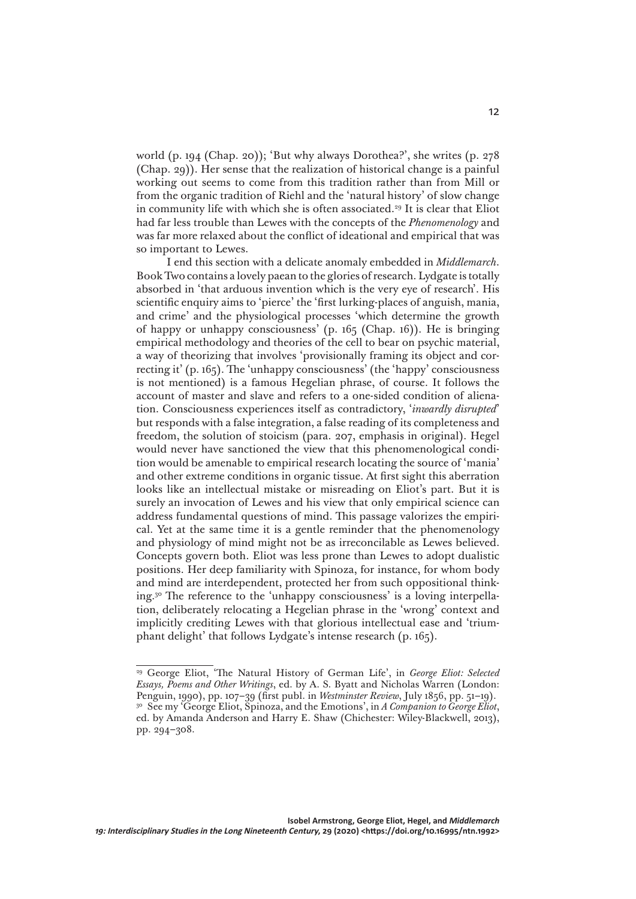world (p. 194 (Chap. 20)); 'But why always Dorothea?', she writes (p. 278 (Chap. 29)). Her sense that the realization of historical change is a painful working out seems to come from this tradition rather than from Mill or from the organic tradition of Riehl and the 'natural history' of slow change in community life with which she is often associated.[29] It is clear that Eliot had far less trouble than Lewes with the concepts of the *Phenomenology* and was far more relaxed about the conflict of ideational and empirical that was so important to Lewes.

I end this section with a delicate anomaly embedded in *Middlemarch*. Book Two contains a lovely paean to the glories of research. Lydgate is totally absorbed in 'that arduous invention which is the very eye of research'. His scientific enquiry aims to 'pierce' the 'first lurking-places of anguish, mania, and crime' and the physiological processes 'which determine the growth of happy or unhappy consciousness' (p. 165 (Chap. 16)). He is bringing empirical methodology and theories of the cell to bear on psychic material, a way of theorizing that involves 'provisionally framing its object and correcting it' (p. 165). The 'unhappy consciousness' (the 'happy' consciousness is not mentioned) is a famous Hegelian phrase, of course. It follows the account of master and slave and refers to a one-sided condition of alienation. Consciousness experiences itself as contradictory, '*inwardly disrupted*' but responds with a false integration, a false reading of its completeness and freedom, the solution of stoicism (para. 207, emphasis in original). Hegel would never have sanctioned the view that this phenomenological condition would be amenable to empirical research locating the source of 'mania' and other extreme conditions in organic tissue. At first sight this aberration looks like an intellectual mistake or misreading on Eliot's part. But it is surely an invocation of Lewes and his view that only empirical science can address fundamental questions of mind. This passage valorizes the empirical. Yet at the same time it is a gentle reminder that the phenomenology and physiology of mind might not be as irreconcilable as Lewes believed. Concepts govern both. Eliot was less prone than Lewes to adopt dualistic positions. Her deep familiarity with Spinoza, for instance, for whom body and mind are interdependent, protected her from such oppositional thinking.[30] The reference to the 'unhappy consciousness' is a loving interpellation, deliberately relocating a Hegelian phrase in the 'wrong' context and implicitly crediting Lewes with that glorious intellectual ease and 'triumphant delight' that follows Lydgate's intense research (p. 165).

---

[29] George Eliot, 'The Natural History of German Life', in *George Eliot: Selected Essays, Poems and Other Writings*, ed. by A. S. Byatt and Nicholas Warren (London: Penguin, 1990), pp. 107–39 (first publ. in *Westminster Review*, July 1856, pp. 51–19).

[30] See my 'George Eliot, Spinoza, and the Emotions', in *A Companion to George Eliot*, ed. by Amanda Anderson and Harry E. Shaw (Chichester: Wiley-Blackwell, 2013), pp. 294–308.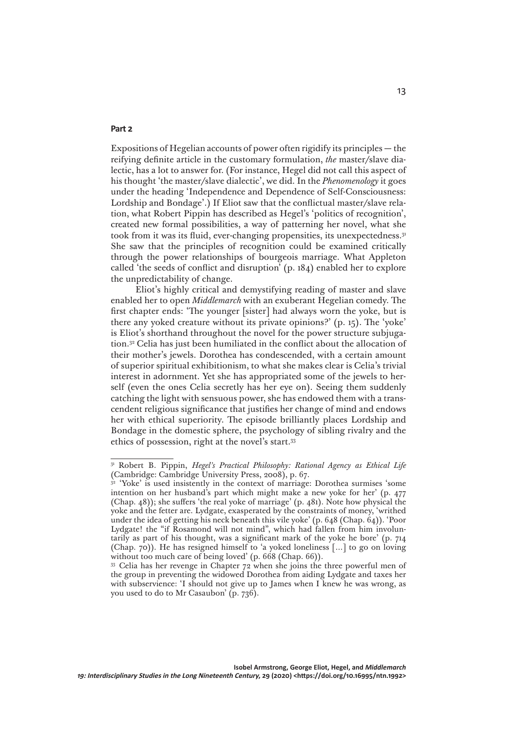## Part 2

Expositions of Hegelian accounts of power often rigidify its principles — the reifying definite article in the customary formulation, *the* master/slave dialectic, has a lot to answer for. (For instance, Hegel did not call this aspect of his thought 'the master/slave dialectic', we did. In the *Phenomenology* it goes under the heading 'Independence and Dependence of Self-Consciousness: Lordship and Bondage'.) If Eliot saw that the conflictual master/slave relation, what Robert Pippin has described as Hegel's 'politics of recognition', created new formal possibilities, a way of patterning her novel, what she took from it was its fluid, ever-changing propensities, its unexpectedness.[31] She saw that the principles of recognition could be examined critically through the power relationships of bourgeois marriage. What Appleton called 'the seeds of conflict and disruption' (p. 184) enabled her to explore the unpredictability of change.

Eliot's highly critical and demystifying reading of master and slave enabled her to open *Middlemarch* with an exuberant Hegelian comedy. The first chapter ends: 'The younger [sister] had always worn the yoke, but is there any yoked creature without its private opinions?' (p. 15). The 'yoke' is Eliot's shorthand throughout the novel for the power structure subjugation.[32] Celia has just been humiliated in the conflict about the allocation of their mother's jewels. Dorothea has condescended, with a certain amount of superior spiritual exhibitionism, to what she makes clear is Celia's trivial interest in adornment. Yet she has appropriated some of the jewels to herself (even the ones Celia secretly has her eye on). Seeing them suddenly catching the light with sensuous power, she has endowed them with a transcendent religious significance that justifies her change of mind and endows her with ethical superiority. The episode brilliantly places Lordship and Bondage in the domestic sphere, the psychology of sibling rivalry and the ethics of possession, right at the novel's start.[33]

---

[31] Robert B. Pippin, *Hegel's Practical Philosophy: Rational Agency as Ethical Life* (Cambridge: Cambridge University Press, 2008), p. 67.

[32] 'Yoke' is used insistently in the context of marriage: Dorothea surmises 'some intention on her husband's part which might make a new yoke for her' (p. 477 (Chap. 48)); she suffers 'the real yoke of marriage' (p. 481). Note how physical the yoke and the fetter are. Lydgate, exasperated by the constraints of money, 'writhed under the idea of getting his neck beneath this vile yoke' (p. 648 (Chap. 64)). 'Poor Lydgate! the "if Rosamond will not mind", which had fallen from him involuntarily as part of his thought, was a significant mark of the yoke he bore' (p. 714 (Chap. 70)). He has resigned himself to 'a yoked loneliness [...] to go on loving without too much care of being loved' (p. 668 (Chap. 66)).

[33] Celia has her revenge in Chapter 72 when she joins the three powerful men of the group in preventing the widowed Dorothea from aiding Lydgate and taxes her with subservience: 'I should not give up to James when I knew he was wrong, as you used to do to Mr Casaubon' (p. 736).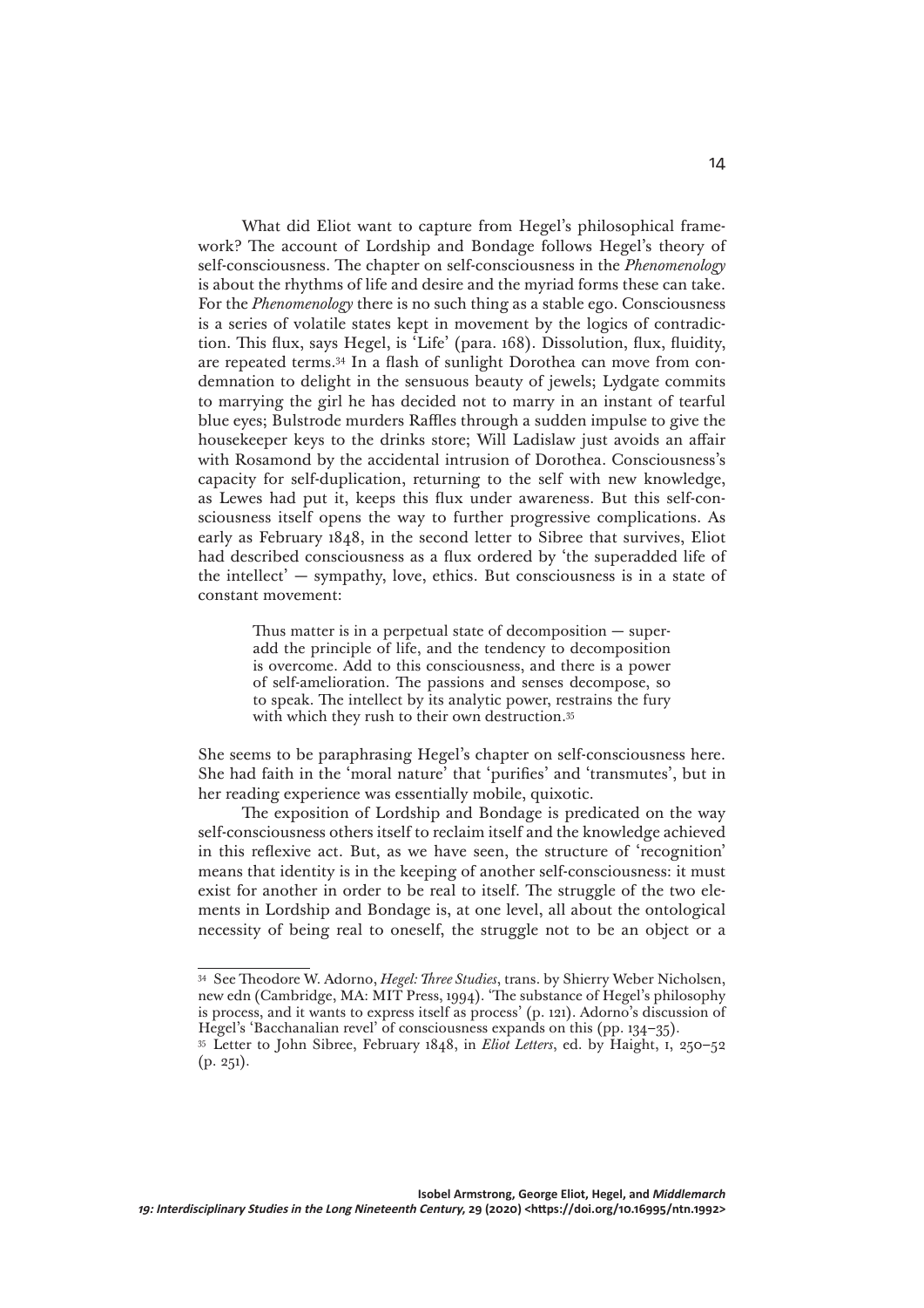What did Eliot want to capture from Hegel's philosophical framework? The account of Lordship and Bondage follows Hegel's theory of self-consciousness. The chapter on self-consciousness in the *Phenomenology* is about the rhythms of life and desire and the myriad forms these can take. For the *Phenomenology* there is no such thing as a stable ego. Consciousness is a series of volatile states kept in movement by the logics of contradiction. This flux, says Hegel, is 'Life' (para. 168). Dissolution, flux, fluidity, are repeated terms.[34] In a flash of sunlight Dorothea can move from condemnation to delight in the sensuous beauty of jewels; Lydgate commits to marrying the girl he has decided not to marry in an instant of tearful blue eyes; Bulstrode murders Raffles through a sudden impulse to give the housekeeper keys to the drinks store; Will Ladislaw just avoids an affair with Rosamond by the accidental intrusion of Dorothea. Consciousness's capacity for self-duplication, returning to the self with new knowledge, as Lewes had put it, keeps this flux under awareness. But this self-consciousness itself opens the way to further progressive complications. As early as February 1848, in the second letter to Sibree that survives, Eliot had described consciousness as a flux ordered by 'the superadded life of the intellect' — sympathy, love, ethics. But consciousness is in a state of constant movement:

> Thus matter is in a perpetual state of decomposition — superadd the principle of life, and the tendency to decomposition is overcome. Add to this consciousness, and there is a power of self-amelioration. The passions and senses decompose, so to speak. The intellect by its analytic power, restrains the fury with which they rush to their own destruction.[35]

She seems to be paraphrasing Hegel's chapter on self-consciousness here. She had faith in the 'moral nature' that 'purifies' and 'transmutes', but in her reading experience was essentially mobile, quixotic.

The exposition of Lordship and Bondage is predicated on the way self-consciousness others itself to reclaim itself and the knowledge achieved in this reflexive act. But, as we have seen, the structure of 'recognition' means that identity is in the keeping of another self-consciousness: it must exist for another in order to be real to itself. The struggle of the two elements in Lordship and Bondage is, at one level, all about the ontological necessity of being real to oneself, the struggle not to be an object or a

---

[34] See Theodore W. Adorno, *Hegel: Three Studies*, trans. by Shierry Weber Nicholsen, new edn (Cambridge, MA: MIT Press, 1994). 'The substance of Hegel's philosophy is process, and it wants to express itself as process' (p. 121). Adorno's discussion of Hegel's 'Bacchanalian revel' of consciousness expands on this (pp. 134–35).

[35] Letter to John Sibree, February 1848, in *Eliot Letters*, ed. by Haight, I, 250–52 (p. 251).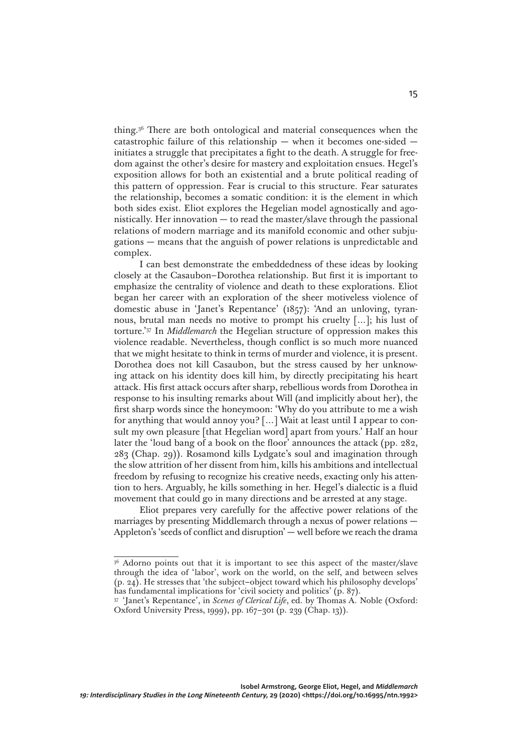thing.[36] There are both ontological and material consequences when the catastrophic failure of this relationship — when it becomes one-sided — initiates a struggle that precipitates a fight to the death. A struggle for freedom against the other's desire for mastery and exploitation ensues. Hegel's exposition allows for both an existential and a brute political reading of this pattern of oppression. Fear is crucial to this structure. Fear saturates the relationship, becomes a somatic condition: it is the element in which both sides exist. Eliot explores the Hegelian model agnostically and agonistically. Her innovation — to read the master/slave through the passional relations of modern marriage and its manifold economic and other subjugations — means that the anguish of power relations is unpredictable and complex.

I can best demonstrate the embeddedness of these ideas by looking closely at the Casaubon–Dorothea relationship. But first it is important to emphasize the centrality of violence and death to these explorations. Eliot began her career with an exploration of the sheer motiveless violence of domestic abuse in 'Janet's Repentance' (1857): 'And an unloving, tyrannous, brutal man needs no motive to prompt his cruelty [...]; his lust of torture.'[37] In *Middlemarch* the Hegelian structure of oppression makes this violence readable. Nevertheless, though conflict is so much more nuanced that we might hesitate to think in terms of murder and violence, it is present. Dorothea does not kill Casaubon, but the stress caused by her unknowing attack on his identity does kill him, by directly precipitating his heart attack. His first attack occurs after sharp, rebellious words from Dorothea in response to his insulting remarks about Will (and implicitly about her), the first sharp words since the honeymoon: 'Why do you attribute to me a wish for anything that would annoy you? [...] Wait at least until I appear to consult my own pleasure [that Hegelian word] apart from yours.' Half an hour later the 'loud bang of a book on the floor' announces the attack (pp. 282, 283 (Chap. 29)). Rosamond kills Lydgate's soul and imagination through the slow attrition of her dissent from him, kills his ambitions and intellectual freedom by refusing to recognize his creative needs, exacting only his attention to hers. Arguably, he kills something in her. Hegel's dialectic is a fluid movement that could go in many directions and be arrested at any stage.

Eliot prepares very carefully for the affective power relations of the marriages by presenting Middlemarch through a nexus of power relations — Appleton's 'seeds of conflict and disruption' — well before we reach the drama

---

[36] Adorno points out that it is important to see this aspect of the master/slave through the idea of 'labor', work on the world, on the self, and between selves (p. 24). He stresses that 'the subject–object toward which his philosophy develops' has fundamental implications for 'civil society and politics' (p. 87).

[37] 'Janet's Repentance', in *Scenes of Clerical Life*, ed. by Thomas A. Noble (Oxford: Oxford University Press, 1999), pp. 167–301 (p. 239 (Chap. 13)).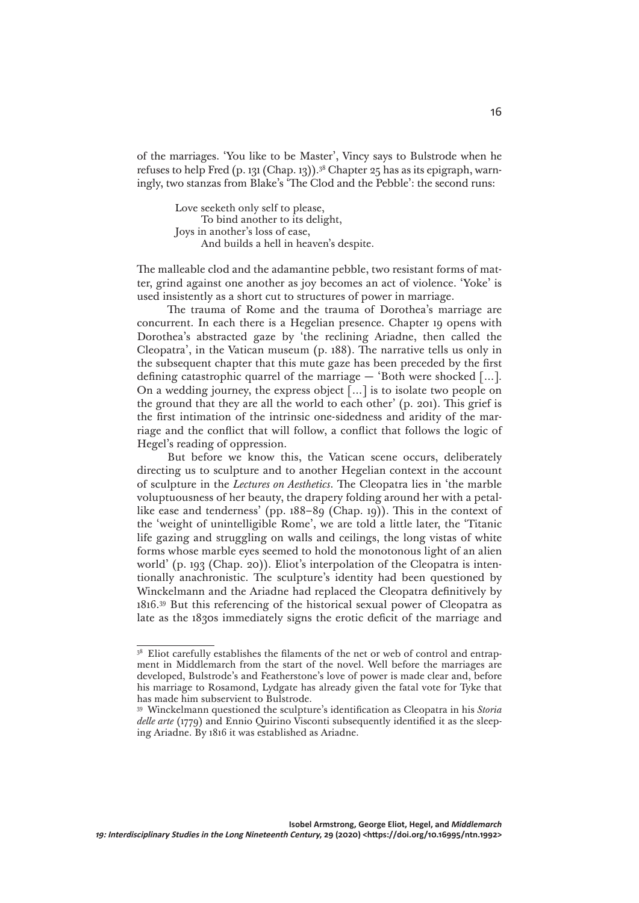of the marriages. 'You like to be Master', Vincy says to Bulstrode when he refuses to help Fred (p. 131 (Chap. 13)).[38] Chapter 25 has as its epigraph, warningly, two stanzas from Blake's 'The Clod and the Pebble': the second runs:

> Love seeketh only self to please,
> To bind another to its delight,
> Joys in another's loss of ease,
> And builds a hell in heaven's despite.

The malleable clod and the adamantine pebble, two resistant forms of matter, grind against one another as joy becomes an act of violence. 'Yoke' is used insistently as a short cut to structures of power in marriage.

The trauma of Rome and the trauma of Dorothea's marriage are concurrent. In each there is a Hegelian presence. Chapter 19 opens with Dorothea's abstracted gaze by 'the reclining Ariadne, then called the Cleopatra', in the Vatican museum (p. 188). The narrative tells us only in the subsequent chapter that this mute gaze has been preceded by the first defining catastrophic quarrel of the marriage — 'Both were shocked [...]. On a wedding journey, the express object [...] is to isolate two people on the ground that they are all the world to each other' (p. 201). This grief is the first intimation of the intrinsic one-sidedness and aridity of the marriage and the conflict that will follow, a conflict that follows the logic of Hegel's reading of oppression.

But before we know this, the Vatican scene occurs, deliberately directing us to sculpture and to another Hegelian context in the account of sculpture in the *Lectures on Aesthetics*. The Cleopatra lies in 'the marble voluptuousness of her beauty, the drapery folding around her with a petal-like ease and tenderness' (pp. 188–89 (Chap. 19)). This in the context of the 'weight of unintelligible Rome', we are told a little later, the 'Titanic life gazing and struggling on walls and ceilings, the long vistas of white forms whose marble eyes seemed to hold the monotonous light of an alien world' (p. 193 (Chap. 20)). Eliot's interpolation of the Cleopatra is intentionally anachronistic. The sculpture's identity had been questioned by Winckelmann and the Ariadne had replaced the Cleopatra definitively by 1816.[39] But this referencing of the historical sexual power of Cleopatra as late as the 1830s immediately signs the erotic deficit of the marriage and

---

[38] Eliot carefully establishes the filaments of the net or web of control and entrapment in Middlemarch from the start of the novel. Well before the marriages are developed, Bulstrode's and Featherstone's love of power is made clear and, before his marriage to Rosamond, Lydgate has already given the fatal vote for Tyke that has made him subservient to Bulstrode.

[39] Winckelmann questioned the sculpture's identification as Cleopatra in his *Storia delle arte* (1779) and Ennio Quirino Visconti subsequently identified it as the sleeping Ariadne. By 1816 it was established as Ariadne.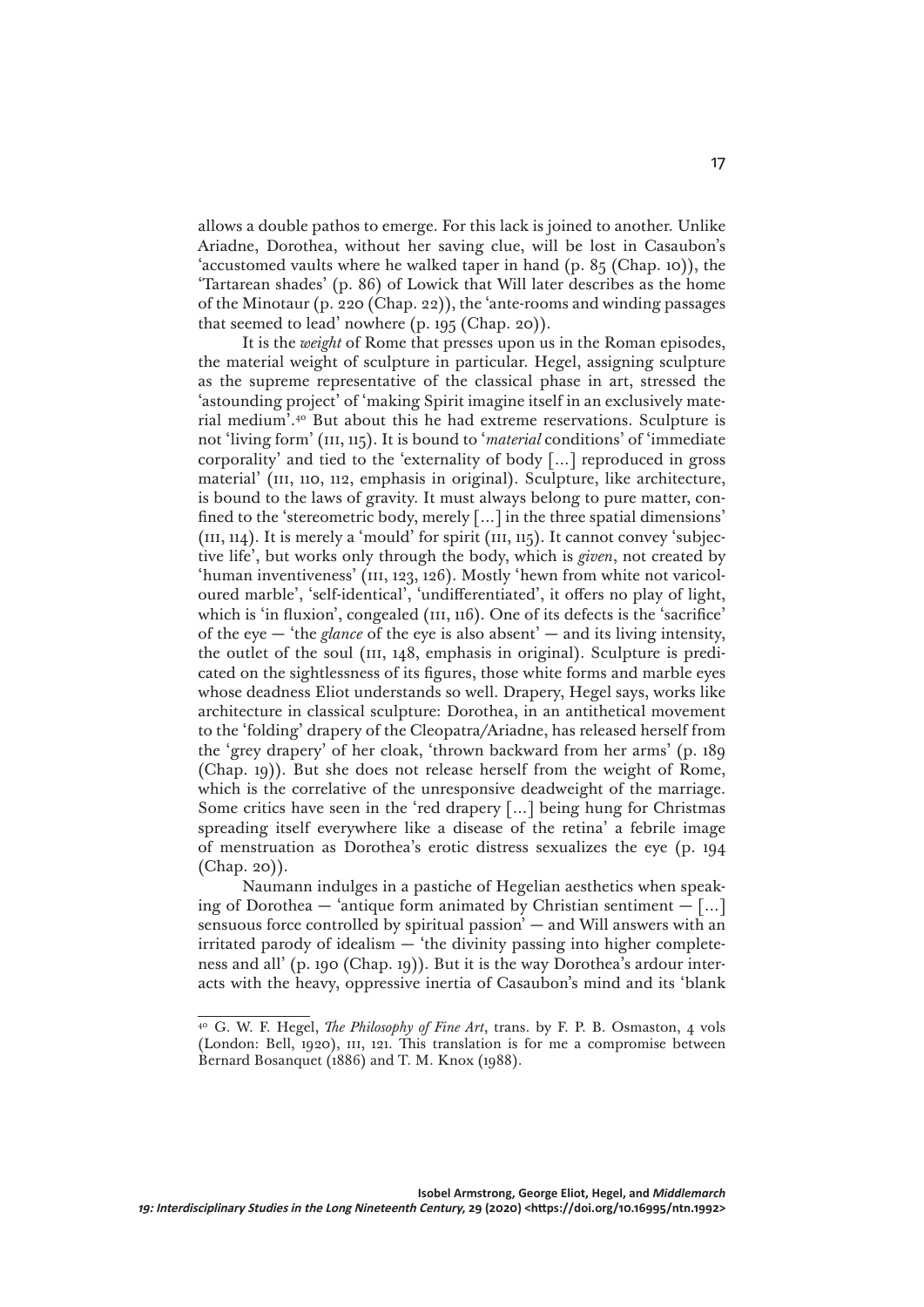allows a double pathos to emerge. For this lack is joined to another. Unlike Ariadne, Dorothea, without her saving clue, will be lost in Casaubon's 'accustomed vaults where he walked taper in hand (p. 85 (Chap. 10)), the 'Tartarean shades' (p. 86) of Lowick that Will later describes as the home of the Minotaur (p. 220 (Chap. 22)), the 'ante-rooms and winding passages that seemed to lead' nowhere (p. 195 (Chap. 20)).

It is the *weight* of Rome that presses upon us in the Roman episodes, the material weight of sculpture in particular. Hegel, assigning sculpture as the supreme representative of the classical phase in art, stressed the 'astounding project' of 'making Spirit imagine itself in an exclusively material medium'.[40] But about this he had extreme reservations. Sculpture is not 'living form' (III, 115). It is bound to '*material* conditions' of 'immediate corporality' and tied to the 'externality of body [...] reproduced in gross material' (III, 110, 112, emphasis in original). Sculpture, like architecture, is bound to the laws of gravity. It must always belong to pure matter, confined to the 'stereometric body, merely [...] in the three spatial dimensions' (III, 114). It is merely a 'mould' for spirit (III, 115). It cannot convey 'subjective life', but works only through the body, which is *given*, not created by 'human inventiveness' (III, 123, 126). Mostly 'hewn from white not varicoloured marble', 'self-identical', 'undifferentiated', it offers no play of light, which is 'in fluxion', congealed (III, 116). One of its defects is the 'sacrifice' of the eye — 'the *glance* of the eye is also absent' — and its living intensity, the outlet of the soul (III, 148, emphasis in original). Sculpture is predicated on the sightlessness of its figures, those white forms and marble eyes whose deadness Eliot understands so well. Drapery, Hegel says, works like architecture in classical sculpture: Dorothea, in an antithetical movement to the 'folding' drapery of the Cleopatra/Ariadne, has released herself from the 'grey drapery' of her cloak, 'thrown backward from her arms' (p. 189 (Chap. 19)). But she does not release herself from the weight of Rome, which is the correlative of the unresponsive deadweight of the marriage. Some critics have seen in the 'red drapery [...] being hung for Christmas spreading itself everywhere like a disease of the retina' a febrile image of menstruation as Dorothea's erotic distress sexualizes the eye (p. 194 (Chap. 20)).

Naumann indulges in a pastiche of Hegelian aesthetics when speaking of Dorothea — 'antique form animated by Christian sentiment — [...] sensuous force controlled by spiritual passion' — and Will answers with an irritated parody of idealism — 'the divinity passing into higher completeness and all' (p. 190 (Chap. 19)). But it is the way Dorothea's ardour interacts with the heavy, oppressive inertia of Casaubon's mind and its 'blank

---

[40] G. W. F. Hegel, *The Philosophy of Fine Art*, trans. by F. P. B. Osmaston, 4 vols (London: Bell, 1920), III, 121. This translation is for me a compromise between Bernard Bosanquet (1886) and T. M. Knox (1988).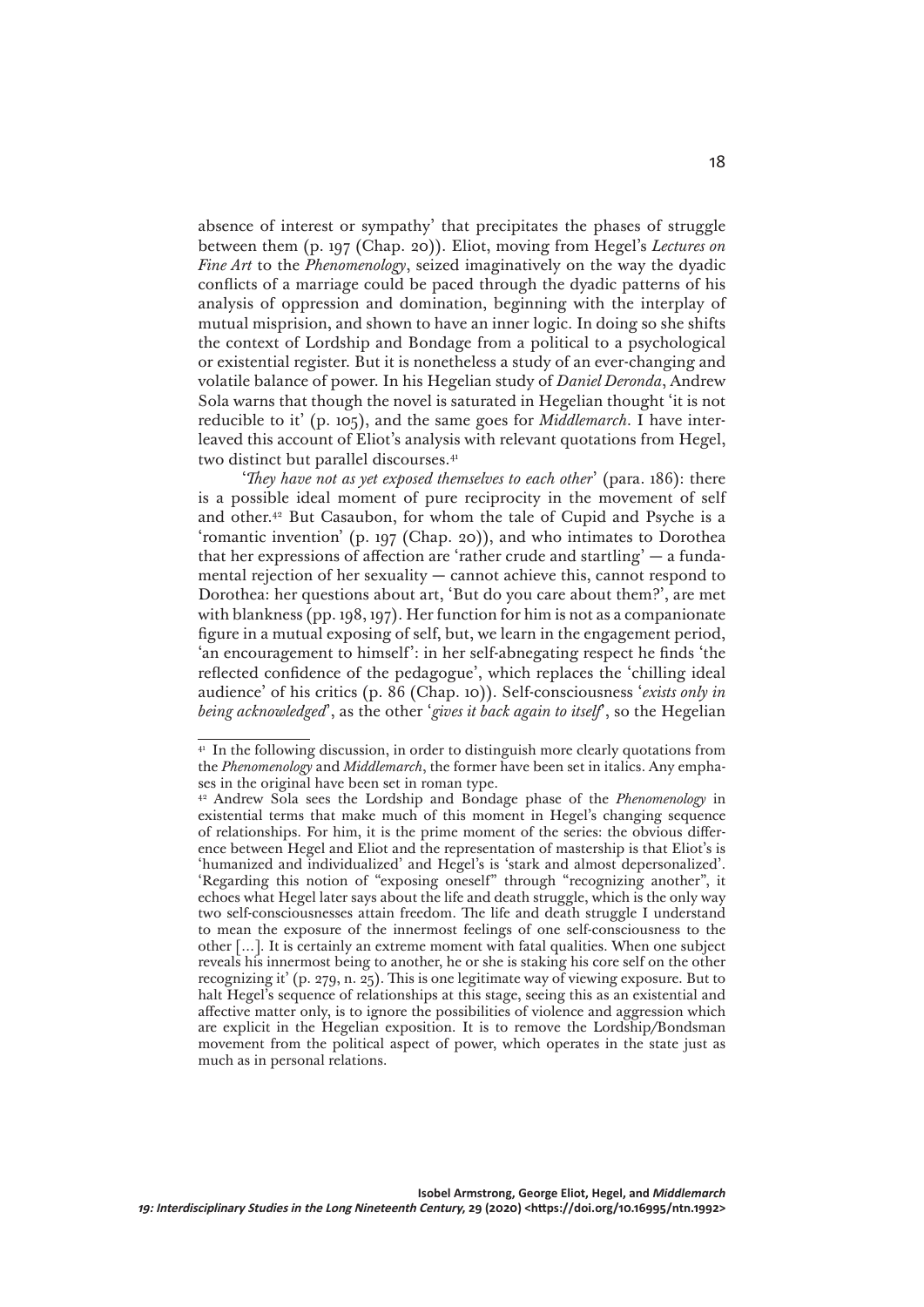absence of interest or sympathy' that precipitates the phases of struggle between them (p. 197 (Chap. 20)). Eliot, moving from Hegel's *Lectures on Fine Art* to the *Phenomenology*, seized imaginatively on the way the dyadic conflicts of a marriage could be paced through the dyadic patterns of his analysis of oppression and domination, beginning with the interplay of mutual misprision, and shown to have an inner logic. In doing so she shifts the context of Lordship and Bondage from a political to a psychological or existential register. But it is nonetheless a study of an ever-changing and volatile balance of power. In his Hegelian study of *Daniel Deronda*, Andrew Sola warns that though the novel is saturated in Hegelian thought 'it is not reducible to it' (p. 105), and the same goes for *Middlemarch*. I have interleaved this account of Eliot's analysis with relevant quotations from Hegel, two distinct but parallel discourses.[41]

'*They have not as yet exposed themselves to each other*' (para. 186): there is a possible ideal moment of pure reciprocity in the movement of self and other.[42] But Casaubon, for whom the tale of Cupid and Psyche is a 'romantic invention' (p. 197 (Chap. 20)), and who intimates to Dorothea that her expressions of affection are 'rather crude and startling' — a fundamental rejection of her sexuality — cannot achieve this, cannot respond to Dorothea: her questions about art, 'But do you care about them?', are met with blankness (pp. 198, 197). Her function for him is not as a companionate figure in a mutual exposing of self, but, we learn in the engagement period, 'an encouragement to himself': in her self-abnegating respect he finds 'the reflected confidence of the pedagogue', which replaces the 'chilling ideal audience' of his critics (p. 86 (Chap. 10)). Self-consciousness '*exists only in being acknowledged*', as the other '*gives it back again to itself*', so the Hegelian

---

[41] In the following discussion, in order to distinguish more clearly quotations from the *Phenomenology* and *Middlemarch*, the former have been set in italics. Any emphases in the original have been set in roman type.

[42] Andrew Sola sees the Lordship and Bondage phase of the *Phenomenology* in existential terms that make much of this moment in Hegel's changing sequence of relationships. For him, it is the prime moment of the series: the obvious difference between Hegel and Eliot and the representation of mastership is that Eliot's is 'humanized and individualized' and Hegel's is 'stark and almost depersonalized'. 'Regarding this notion of "exposing oneself" through "recognizing another", it echoes what Hegel later says about the life and death struggle, which is the only way two self-consciousnesses attain freedom. The life and death struggle I understand to mean the exposure of the innermost feelings of one self-consciousness to the other […]. It is certainly an extreme moment with fatal qualities. When one subject reveals his innermost being to another, he or she is staking his core self on the other recognizing it' (p. 279, n. 25). This is one legitimate way of viewing exposure. But to halt Hegel's sequence of relationships at this stage, seeing this as an existential and affective matter only, is to ignore the possibilities of violence and aggression which are explicit in the Hegelian exposition. It is to remove the Lordship/Bondsman movement from the political aspect of power, which operates in the state just as much as in personal relations.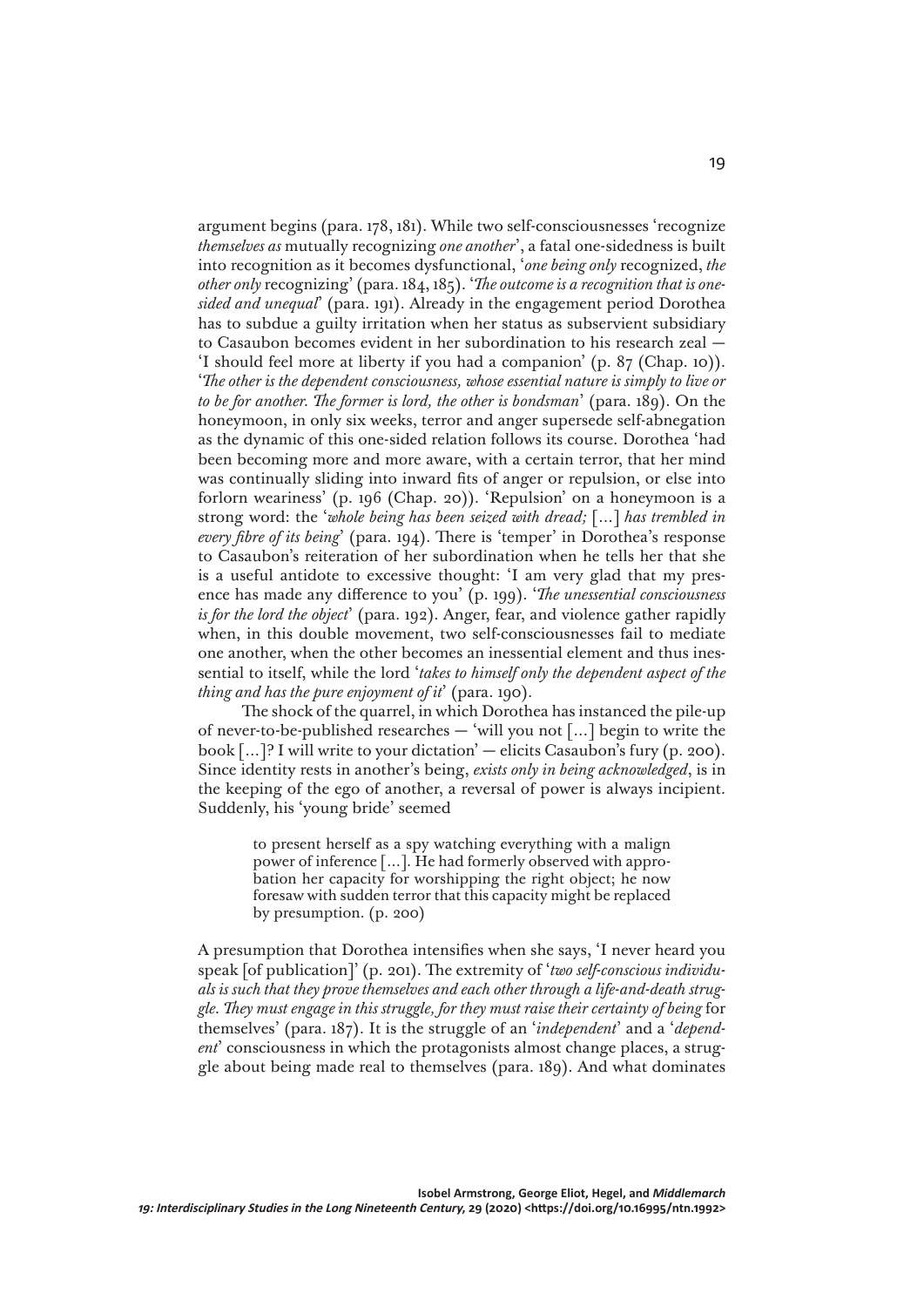argument begins (para. 178, 181). While two self-consciousnesses 'recognize *themselves as* mutually recognizing *one another*', a fatal one-sidedness is built into recognition as it becomes dysfunctional, '*one being only* recognized, *the other only* recognizing' (para. 184, 185). '*The outcome is a recognition that is one-sided and unequal*' (para. 191). Already in the engagement period Dorothea has to subdue a guilty irritation when her status as subservient subsidiary to Casaubon becomes evident in her subordination to his research zeal — 'I should feel more at liberty if you had a companion' (p. 87 (Chap. 10)). '*The other is the dependent consciousness, whose essential nature is simply to live or to be for another. The former is lord, the other is bondsman*' (para. 189). On the honeymoon, in only six weeks, terror and anger supersede self-abnegation as the dynamic of this one-sided relation follows its course. Dorothea 'had been becoming more and more aware, with a certain terror, that her mind was continually sliding into inward fits of anger or repulsion, or else into forlorn weariness' (p. 196 (Chap. 20)). 'Repulsion' on a honeymoon is a strong word: the '*whole being has been seized with dread;* [...] *has trembled in every fibre of its being*' (para. 194). There is 'temper' in Dorothea's response to Casaubon's reiteration of her subordination when he tells her that she is a useful antidote to excessive thought: 'I am very glad that my presence has made any difference to you' (p. 199). '*The unessential consciousness is for the lord the object*' (para. 192). Anger, fear, and violence gather rapidly when, in this double movement, two self-consciousnesses fail to mediate one another, when the other becomes an inessential element and thus inessential to itself, while the lord '*takes to himself only the dependent aspect of the thing and has the pure enjoyment of it*' (para. 190).

The shock of the quarrel, in which Dorothea has instanced the pile-up of never-to-be-published researches — 'will you not [...] begin to write the book [...]? I will write to your dictation' — elicits Casaubon's fury (p. 200). Since identity rests in another's being, *exists only in being acknowledged*, is in the keeping of the ego of another, a reversal of power is always incipient. Suddenly, his 'young bride' seemed

> to present herself as a spy watching everything with a malign power of inference [...]. He had formerly observed with approbation her capacity for worshipping the right object; he now foresaw with sudden terror that this capacity might be replaced by presumption. (p. 200)

A presumption that Dorothea intensifies when she says, 'I never heard you speak [of publication]' (p. 201). The extremity of '*two self-conscious individuals is such that they prove themselves and each other through a life-and-death struggle. They must engage in this struggle, for they must raise their certainty of being* for themselves' (para. 187). It is the struggle of an '*independent*' and a '*dependent*' consciousness in which the protagonists almost change places, a struggle about being made real to themselves (para. 189). And what dominates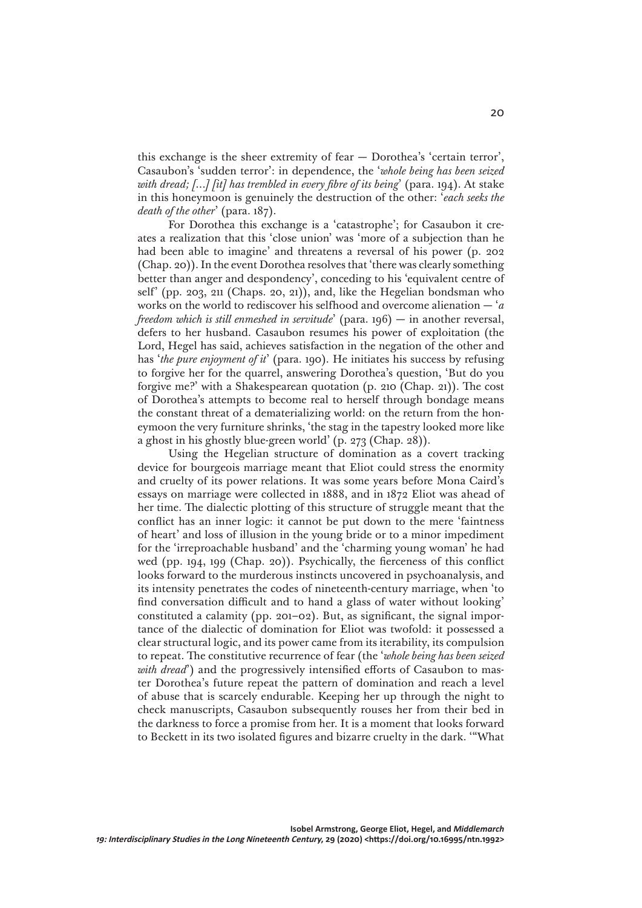this exchange is the sheer extremity of fear — Dorothea's 'certain terror', Casaubon's 'sudden terror': in dependence, the '*whole being has been seized with dread; [...] [it] has trembled in every fibre of its being*' (para. 194). At stake in this honeymoon is genuinely the destruction of the other: '*each seeks the death of the other*' (para. 187).

For Dorothea this exchange is a 'catastrophe'; for Casaubon it creates a realization that this 'close union' was 'more of a subjection than he had been able to imagine' and threatens a reversal of his power (p. 202 (Chap. 20)). In the event Dorothea resolves that 'there was clearly something better than anger and despondency', conceding to his 'equivalent centre of self' (pp. 203, 211 (Chaps. 20, 21)), and, like the Hegelian bondsman who works on the world to rediscover his selfhood and overcome alienation — '*a freedom which is still enmeshed in servitude*' (para. 196) — in another reversal, defers to her husband. Casaubon resumes his power of exploitation (the Lord, Hegel has said, achieves satisfaction in the negation of the other and has '*the pure enjoyment of it*' (para. 190). He initiates his success by refusing to forgive her for the quarrel, answering Dorothea's question, 'But do you forgive me?' with a Shakespearean quotation (p. 210 (Chap. 21)). The cost of Dorothea's attempts to become real to herself through bondage means the constant threat of a dematerializing world: on the return from the honeymoon the very furniture shrinks, 'the stag in the tapestry looked more like a ghost in his ghostly blue-green world' (p. 273 (Chap. 28)).

Using the Hegelian structure of domination as a covert tracking device for bourgeois marriage meant that Eliot could stress the enormity and cruelty of its power relations. It was some years before Mona Caird's essays on marriage were collected in 1888, and in 1872 Eliot was ahead of her time. The dialectic plotting of this structure of struggle meant that the conflict has an inner logic: it cannot be put down to the mere 'faintness of heart' and loss of illusion in the young bride or to a minor impediment for the 'irreproachable husband' and the 'charming young woman' he had wed (pp. 194, 199 (Chap. 20)). Psychically, the fierceness of this conflict looks forward to the murderous instincts uncovered in psychoanalysis, and its intensity penetrates the codes of nineteenth-century marriage, when 'to find conversation difficult and to hand a glass of water without looking' constituted a calamity (pp. 201–02). But, as significant, the signal importance of the dialectic of domination for Eliot was twofold: it possessed a clear structural logic, and its power came from its iterability, its compulsion to repeat. The constitutive recurrence of fear (the '*whole being has been seized with dread*') and the progressively intensified efforts of Casaubon to master Dorothea's future repeat the pattern of domination and reach a level of abuse that is scarcely endurable. Keeping her up through the night to check manuscripts, Casaubon subsequently rouses her from their bed in the darkness to force a promise from her. It is a moment that looks forward to Beckett in its two isolated figures and bizarre cruelty in the dark. '"What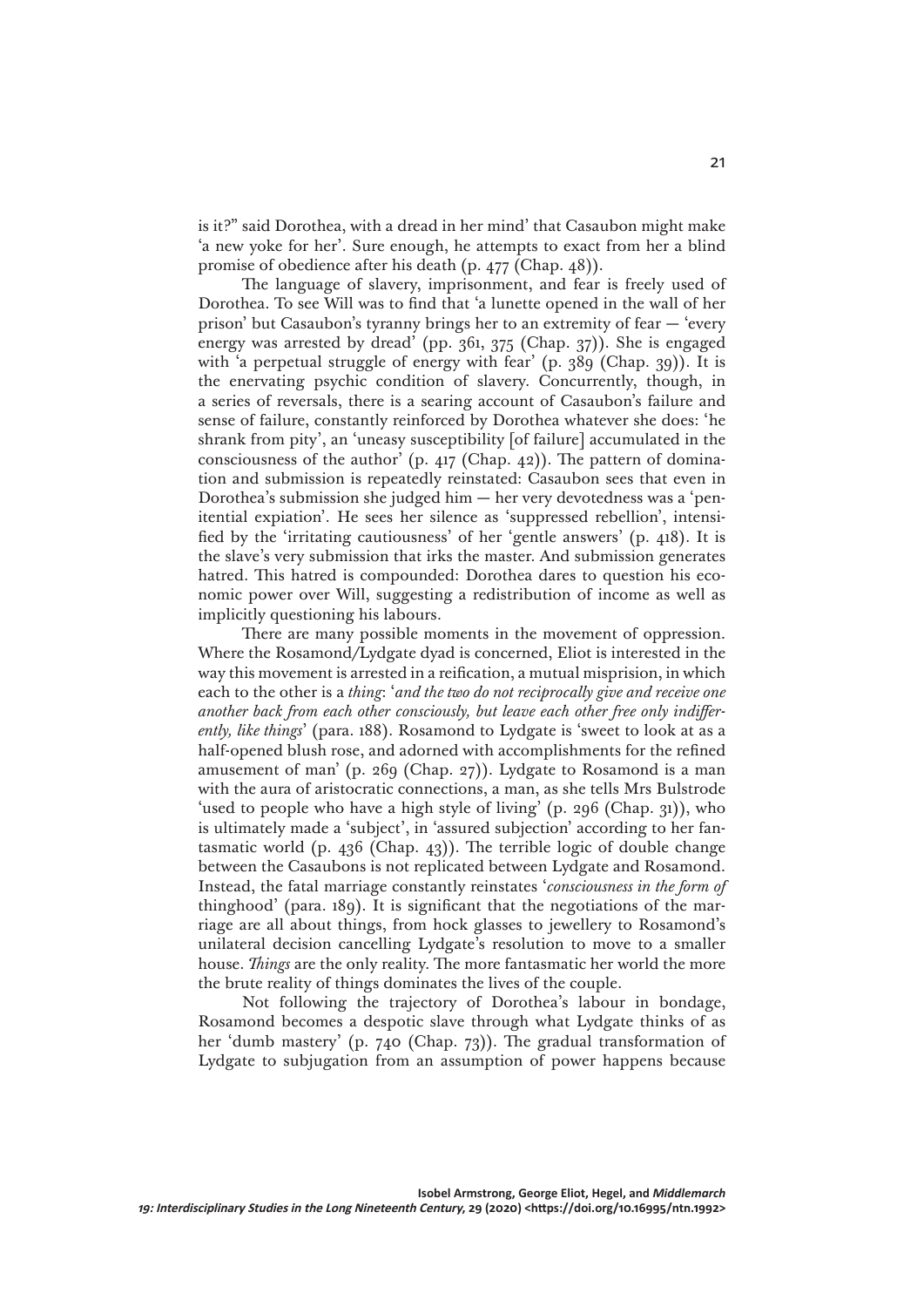is it?" said Dorothea, with a dread in her mind' that Casaubon might make 'a new yoke for her'. Sure enough, he attempts to exact from her a blind promise of obedience after his death (p. 477 (Chap. 48)).

The language of slavery, imprisonment, and fear is freely used of Dorothea. To see Will was to find that 'a lunette opened in the wall of her prison' but Casaubon's tyranny brings her to an extremity of fear — 'every energy was arrested by dread' (pp. 361, 375 (Chap. 37)). She is engaged with 'a perpetual struggle of energy with fear' (p. 389 (Chap. 39)). It is the enervating psychic condition of slavery. Concurrently, though, in a series of reversals, there is a searing account of Casaubon's failure and sense of failure, constantly reinforced by Dorothea whatever she does: 'he shrank from pity', an 'uneasy susceptibility [of failure] accumulated in the consciousness of the author' (p. 417 (Chap. 42)). The pattern of domination and submission is repeatedly reinstated: Casaubon sees that even in Dorothea's submission she judged him — her very devotedness was a 'penitential expiation'. He sees her silence as 'suppressed rebellion', intensified by the 'irritating cautiousness' of her 'gentle answers' (p. 418). It is the slave's very submission that irks the master. And submission generates hatred. This hatred is compounded: Dorothea dares to question his economic power over Will, suggesting a redistribution of income as well as implicitly questioning his labours.

There are many possible moments in the movement of oppression. Where the Rosamond/Lydgate dyad is concerned, Eliot is interested in the way this movement is arrested in a reification, a mutual misprision, in which each to the other is a *thing*: '*and the two do not reciprocally give and receive one another back from each other consciously, but leave each other free only indifferently, like things*' (para. 188). Rosamond to Lydgate is 'sweet to look at as a half-opened blush rose, and adorned with accomplishments for the refined amusement of man' (p. 269 (Chap. 27)). Lydgate to Rosamond is a man with the aura of aristocratic connections, a man, as she tells Mrs Bulstrode 'used to people who have a high style of living' (p. 296 (Chap. 31)), who is ultimately made a 'subject', in 'assured subjection' according to her fantasmatic world (p. 436 (Chap. 43)). The terrible logic of double change between the Casaubons is not replicated between Lydgate and Rosamond. Instead, the fatal marriage constantly reinstates '*consciousness in the form of* thinghood' (para. 189). It is significant that the negotiations of the marriage are all about things, from hock glasses to jewellery to Rosamond's unilateral decision cancelling Lydgate's resolution to move to a smaller house. *Things* are the only reality. The more fantasmatic her world the more the brute reality of things dominates the lives of the couple.

Not following the trajectory of Dorothea's labour in bondage, Rosamond becomes a despotic slave through what Lydgate thinks of as her 'dumb mastery' (p. 740 (Chap. 73)). The gradual transformation of Lydgate to subjugation from an assumption of power happens because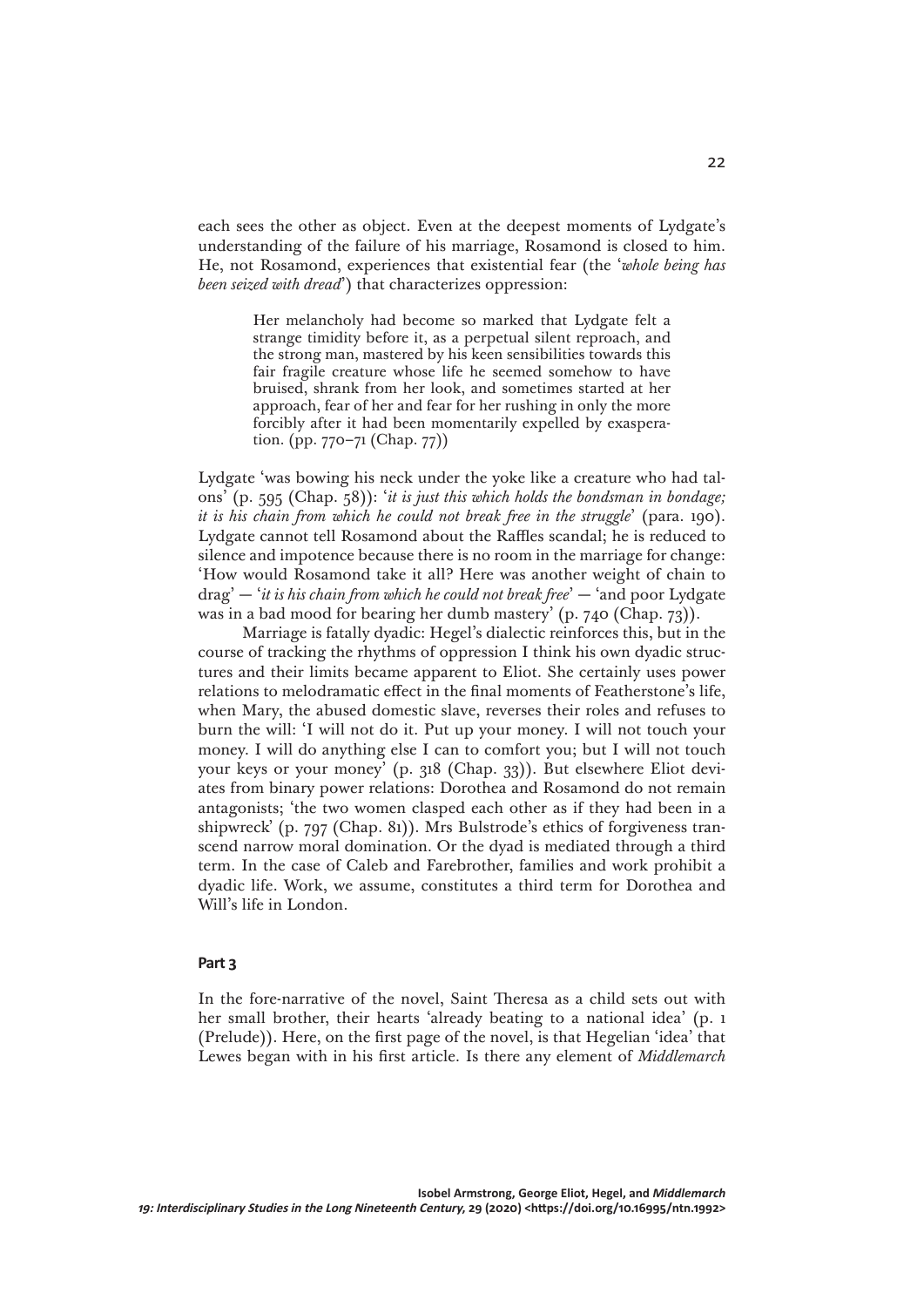each sees the other as object. Even at the deepest moments of Lydgate's understanding of the failure of his marriage, Rosamond is closed to him. He, not Rosamond, experiences that existential fear (the '*whole being has been seized with dread*') that characterizes oppression:

> Her melancholy had become so marked that Lydgate felt a strange timidity before it, as a perpetual silent reproach, and the strong man, mastered by his keen sensibilities towards this fair fragile creature whose life he seemed somehow to have bruised, shrank from her look, and sometimes started at her approach, fear of her and fear for her rushing in only the more forcibly after it had been momentarily expelled by exasperation. (pp. 770–71 (Chap. 77))

Lydgate 'was bowing his neck under the yoke like a creature who had talons' (p. 595 (Chap. 58)): '*it is just this which holds the bondsman in bondage; it is his chain from which he could not break free in the struggle*' (para. 190). Lydgate cannot tell Rosamond about the Raffles scandal; he is reduced to silence and impotence because there is no room in the marriage for change: 'How would Rosamond take it all? Here was another weight of chain to drag' — '*it is his chain from which he could not break free*' — 'and poor Lydgate was in a bad mood for bearing her dumb mastery' (p. 740 (Chap. 73)).

Marriage is fatally dyadic: Hegel's dialectic reinforces this, but in the course of tracking the rhythms of oppression I think his own dyadic structures and their limits became apparent to Eliot. She certainly uses power relations to melodramatic effect in the final moments of Featherstone's life, when Mary, the abused domestic slave, reverses their roles and refuses to burn the will: 'I will not do it. Put up your money. I will not touch your money. I will do anything else I can to comfort you; but I will not touch your keys or your money' (p. 318 (Chap. 33)). But elsewhere Eliot deviates from binary power relations: Dorothea and Rosamond do not remain antagonists; 'the two women clasped each other as if they had been in a shipwreck' (p. 797 (Chap. 81)). Mrs Bulstrode's ethics of forgiveness transcend narrow moral domination. Or the dyad is mediated through a third term. In the case of Caleb and Farebrother, families and work prohibit a dyadic life. Work, we assume, constitutes a third term for Dorothea and Will's life in London.

## Part 3

In the fore-narrative of the novel, Saint Theresa as a child sets out with her small brother, their hearts 'already beating to a national idea' (p. 1 (Prelude)). Here, on the first page of the novel, is that Hegelian 'idea' that Lewes began with in his first article. Is there any element of *Middlemarch*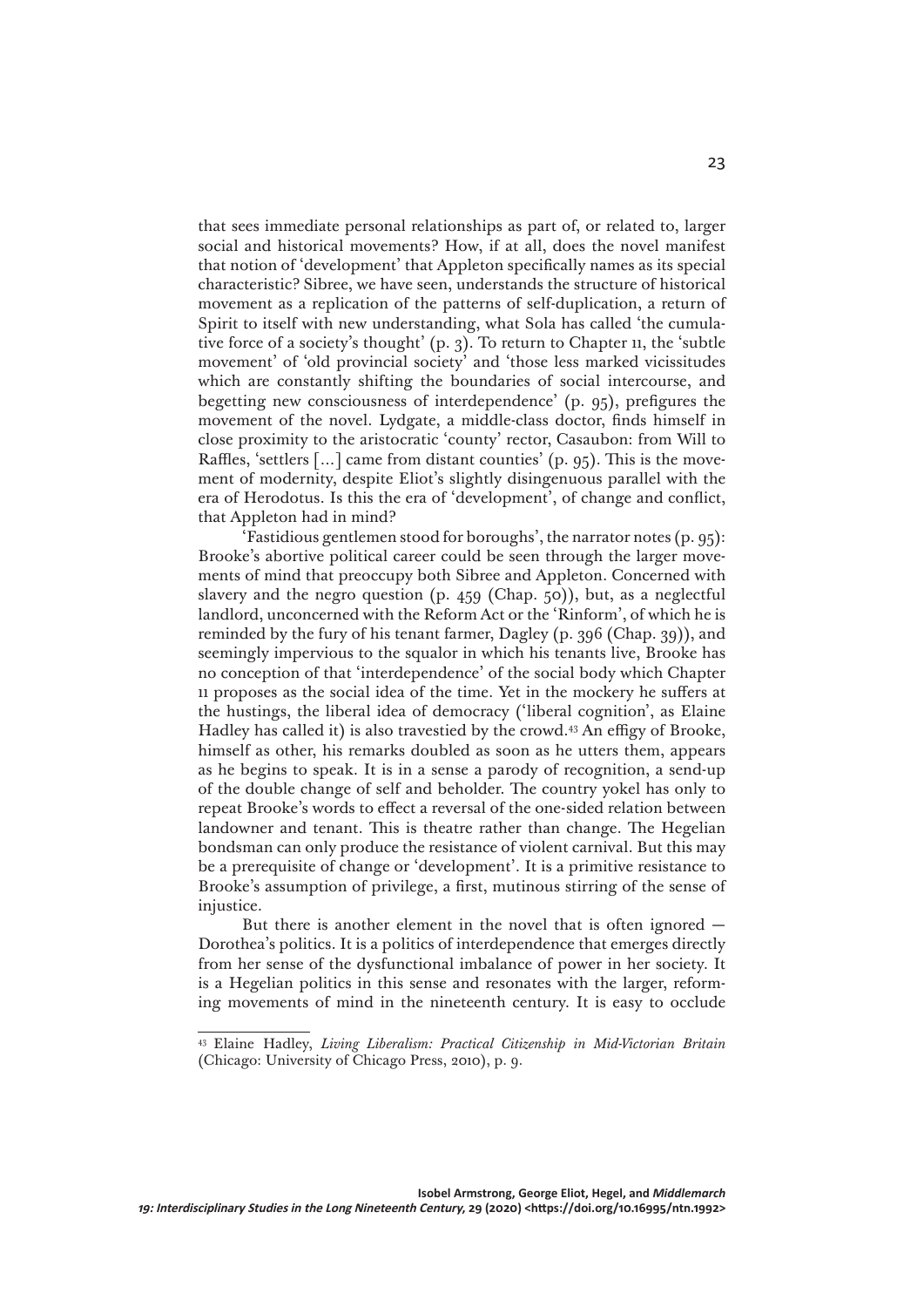that sees immediate personal relationships as part of, or related to, larger social and historical movements? How, if at all, does the novel manifest that notion of 'development' that Appleton specifically names as its special characteristic? Sibree, we have seen, understands the structure of historical movement as a replication of the patterns of self-duplication, a return of Spirit to itself with new understanding, what Sola has called 'the cumulative force of a society's thought' (p. 3). To return to Chapter 11, the 'subtle movement' of 'old provincial society' and 'those less marked vicissitudes which are constantly shifting the boundaries of social intercourse, and begetting new consciousness of interdependence' (p. 95), prefigures the movement of the novel. Lydgate, a middle-class doctor, finds himself in close proximity to the aristocratic 'county' rector, Casaubon: from Will to Raffles, 'settlers [...] came from distant counties' (p. 95). This is the movement of modernity, despite Eliot's slightly disingenuous parallel with the era of Herodotus. Is this the era of 'development', of change and conflict, that Appleton had in mind?

'Fastidious gentlemen stood for boroughs', the narrator notes (p. 95): Brooke's abortive political career could be seen through the larger movements of mind that preoccupy both Sibree and Appleton. Concerned with slavery and the negro question (p. 459 (Chap. 50)), but, as a neglectful landlord, unconcerned with the Reform Act or the 'Rinform', of which he is reminded by the fury of his tenant farmer, Dagley (p. 396 (Chap. 39)), and seemingly impervious to the squalor in which his tenants live, Brooke has no conception of that 'interdependence' of the social body which Chapter 11 proposes as the social idea of the time. Yet in the mockery he suffers at the hustings, the liberal idea of democracy ('liberal cognition', as Elaine Hadley has called it) is also travestied by the crowd.[43] An effigy of Brooke, himself as other, his remarks doubled as soon as he utters them, appears as he begins to speak. It is in a sense a parody of recognition, a send-up of the double change of self and beholder. The country yokel has only to repeat Brooke's words to effect a reversal of the one-sided relation between landowner and tenant. This is theatre rather than change. The Hegelian bondsman can only produce the resistance of violent carnival. But this may be a prerequisite of change or 'development'. It is a primitive resistance to Brooke's assumption of privilege, a first, mutinous stirring of the sense of injustice.

But there is another element in the novel that is often ignored — Dorothea's politics. It is a politics of interdependence that emerges directly from her sense of the dysfunctional imbalance of power in her society. It is a Hegelian politics in this sense and resonates with the larger, reforming movements of mind in the nineteenth century. It is easy to occlude

[43] Elaine Hadley, *Living Liberalism: Practical Citizenship in Mid-Victorian Britain* (Chicago: University of Chicago Press, 2010), p. 9.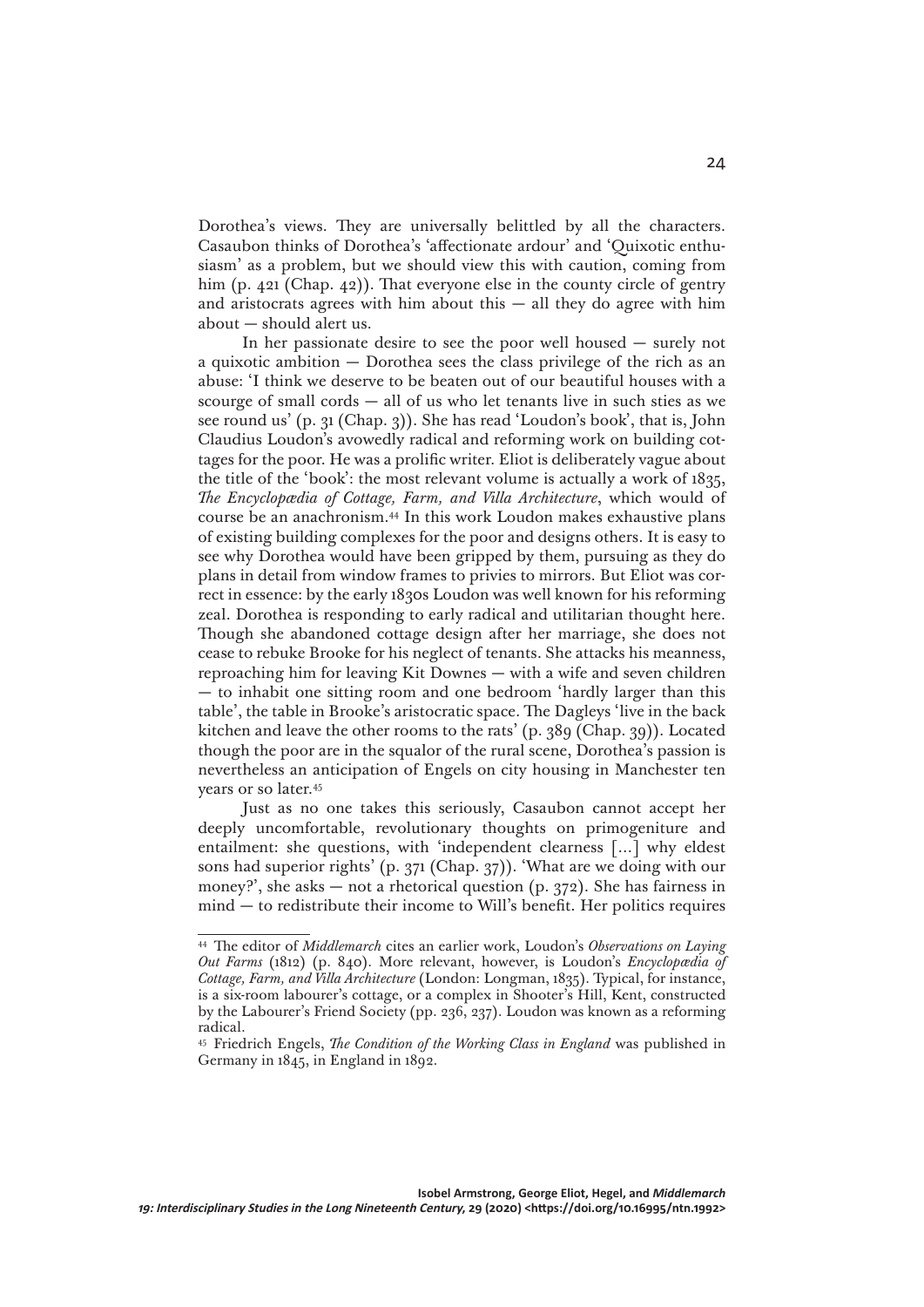Dorothea's views. They are universally belittled by all the characters. Casaubon thinks of Dorothea's 'affectionate ardour' and 'Quixotic enthusiasm' as a problem, but we should view this with caution, coming from him (p. 421 (Chap. 42)). That everyone else in the county circle of gentry and aristocrats agrees with him about this — all they do agree with him about — should alert us.

In her passionate desire to see the poor well housed — surely not a quixotic ambition — Dorothea sees the class privilege of the rich as an abuse: 'I think we deserve to be beaten out of our beautiful houses with a scourge of small cords — all of us who let tenants live in such sties as we see round us' (p. 31 (Chap. 3)). She has read 'Loudon's book', that is, John Claudius Loudon's avowedly radical and reforming work on building cottages for the poor. He was a prolific writer. Eliot is deliberately vague about the title of the 'book': the most relevant volume is actually a work of 1835, *The Encyclopædia of Cottage, Farm, and Villa Architecture*, which would of course be an anachronism.[44] In this work Loudon makes exhaustive plans of existing building complexes for the poor and designs others. It is easy to see why Dorothea would have been gripped by them, pursuing as they do plans in detail from window frames to privies to mirrors. But Eliot was correct in essence: by the early 1830s Loudon was well known for his reforming zeal. Dorothea is responding to early radical and utilitarian thought here. Though she abandoned cottage design after her marriage, she does not cease to rebuke Brooke for his neglect of tenants. She attacks his meanness, reproaching him for leaving Kit Downes — with a wife and seven children — to inhabit one sitting room and one bedroom 'hardly larger than this table', the table in Brooke's aristocratic space. The Dagleys 'live in the back kitchen and leave the other rooms to the rats' (p. 389 (Chap. 39)). Located though the poor are in the squalor of the rural scene, Dorothea's passion is nevertheless an anticipation of Engels on city housing in Manchester ten years or so later.[45]

Just as no one takes this seriously, Casaubon cannot accept her deeply uncomfortable, revolutionary thoughts on primogeniture and entailment: she questions, with 'independent clearness [...] why eldest sons had superior rights' (p. 371 (Chap. 37)). 'What are we doing with our money?', she asks — not a rhetorical question (p. 372). She has fairness in mind — to redistribute their income to Will's benefit. Her politics requires

---

[44] The editor of *Middlemarch* cites an earlier work, Loudon's *Observations on Laying Out Farms* (1812) (p. 840). More relevant, however, is Loudon's *Encyclopædia of Cottage, Farm, and Villa Architecture* (London: Longman, 1835). Typical, for instance, is a six-room labourer's cottage, or a complex in Shooter's Hill, Kent, constructed by the Labourer's Friend Society (pp. 236, 237). Loudon was known as a reforming radical.

[45] Friedrich Engels, *The Condition of the Working Class in England* was published in Germany in 1845, in England in 1892.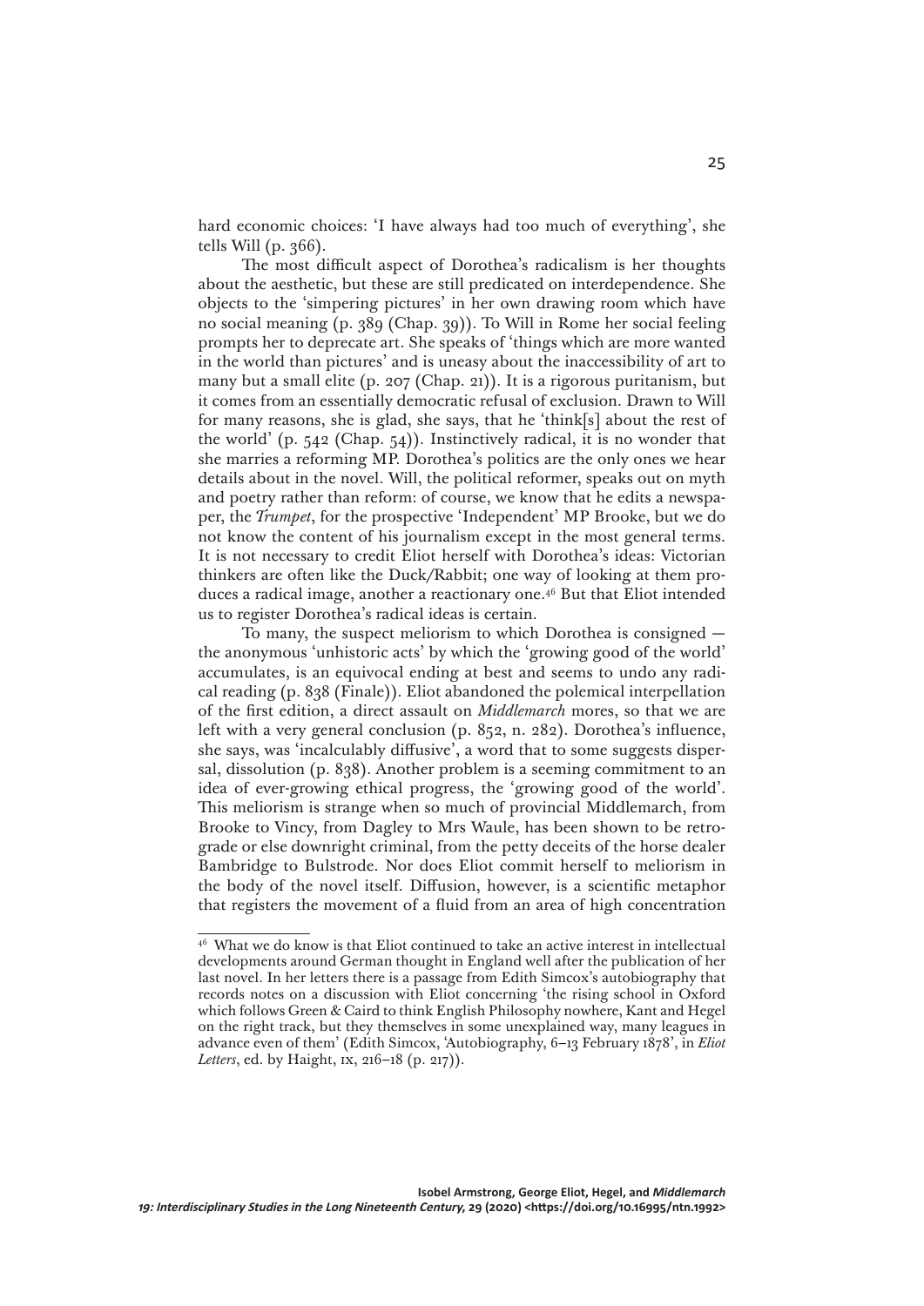hard economic choices: 'I have always had too much of everything', she tells Will (p. 366).

The most difficult aspect of Dorothea's radicalism is her thoughts about the aesthetic, but these are still predicated on interdependence. She objects to the 'simpering pictures' in her own drawing room which have no social meaning (p. 389 (Chap. 39)). To Will in Rome her social feeling prompts her to deprecate art. She speaks of 'things which are more wanted in the world than pictures' and is uneasy about the inaccessibility of art to many but a small elite (p. 207 (Chap. 21)). It is a rigorous puritanism, but it comes from an essentially democratic refusal of exclusion. Drawn to Will for many reasons, she is glad, she says, that he 'think[s] about the rest of the world' (p. 542 (Chap. 54)). Instinctively radical, it is no wonder that she marries a reforming MP. Dorothea's politics are the only ones we hear details about in the novel. Will, the political reformer, speaks out on myth and poetry rather than reform: of course, we know that he edits a newspaper, the *Trumpet*, for the prospective 'Independent' MP Brooke, but we do not know the content of his journalism except in the most general terms. It is not necessary to credit Eliot herself with Dorothea's ideas: Victorian thinkers are often like the Duck/Rabbit; one way of looking at them produces a radical image, another a reactionary one.[46] But that Eliot intended us to register Dorothea's radical ideas is certain.

To many, the suspect meliorism to which Dorothea is consigned — the anonymous 'unhistoric acts' by which the 'growing good of the world' accumulates, is an equivocal ending at best and seems to undo any radical reading (p. 838 (Finale)). Eliot abandoned the polemical interpellation of the first edition, a direct assault on *Middlemarch* mores, so that we are left with a very general conclusion (p. 852, n. 282). Dorothea's influence, she says, was 'incalculably diffusive', a word that to some suggests dispersal, dissolution (p. 838). Another problem is a seeming commitment to an idea of ever-growing ethical progress, the 'growing good of the world'. This meliorism is strange when so much of provincial Middlemarch, from Brooke to Vincy, from Dagley to Mrs Waule, has been shown to be retrograde or else downright criminal, from the petty deceits of the horse dealer Bambridge to Bulstrode. Nor does Eliot commit herself to meliorism in the body of the novel itself. Diffusion, however, is a scientific metaphor that registers the movement of a fluid from an area of high concentration

---

[46] What we do know is that Eliot continued to take an active interest in intellectual developments around German thought in England well after the publication of her last novel. In her letters there is a passage from Edith Simcox's autobiography that records notes on a discussion with Eliot concerning 'the rising school in Oxford which follows Green & Caird to think English Philosophy nowhere, Kant and Hegel on the right track, but they themselves in some unexplained way, many leagues in advance even of them' (Edith Simcox, 'Autobiography, 6–13 February 1878', in *Eliot Letters*, ed. by Haight, IX, 216–18 (p. 217)).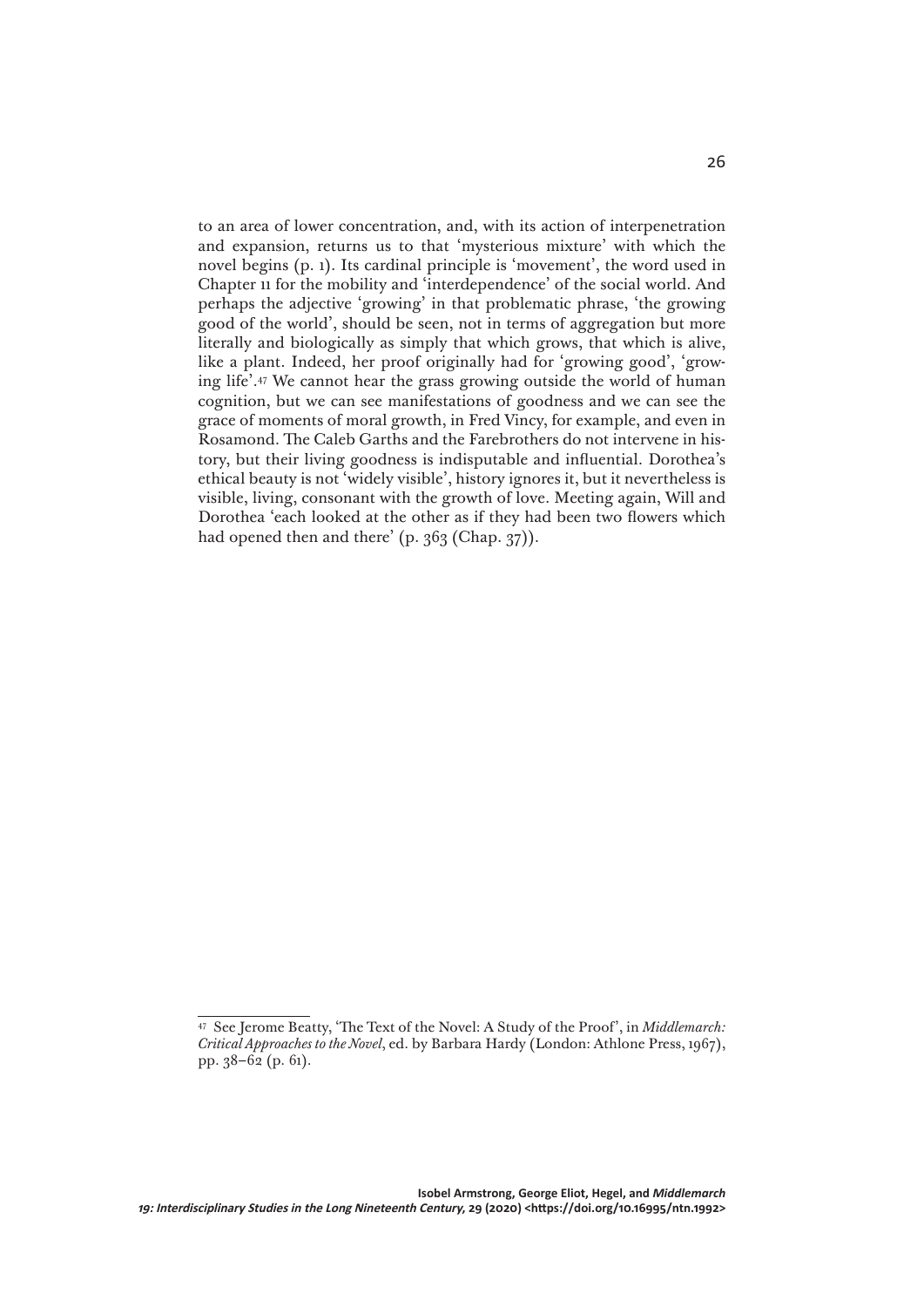to an area of lower concentration, and, with its action of interpenetration and expansion, returns us to that 'mysterious mixture' with which the novel begins (p. 1). Its cardinal principle is 'movement', the word used in Chapter 11 for the mobility and 'interdependence' of the social world. And perhaps the adjective 'growing' in that problematic phrase, 'the growing good of the world', should be seen, not in terms of aggregation but more literally and biologically as simply that which grows, that which is alive, like a plant. Indeed, her proof originally had for 'growing good', 'growing life'.[47] We cannot hear the grass growing outside the world of human cognition, but we can see manifestations of goodness and we can see the grace of moments of moral growth, in Fred Vincy, for example, and even in Rosamond. The Caleb Garths and the Farebrothers do not intervene in history, but their living goodness is indisputable and influential. Dorothea's ethical beauty is not 'widely visible', history ignores it, but it nevertheless is visible, living, consonant with the growth of love. Meeting again, Will and Dorothea 'each looked at the other as if they had been two flowers which had opened then and there' (p. 363 (Chap. 37)).

---

[47] See Jerome Beatty, 'The Text of the Novel: A Study of the Proof', in *Middlemarch: Critical Approaches to the Novel*, ed. by Barbara Hardy (London: Athlone Press, 1967), pp. 38–62 (p. 61).